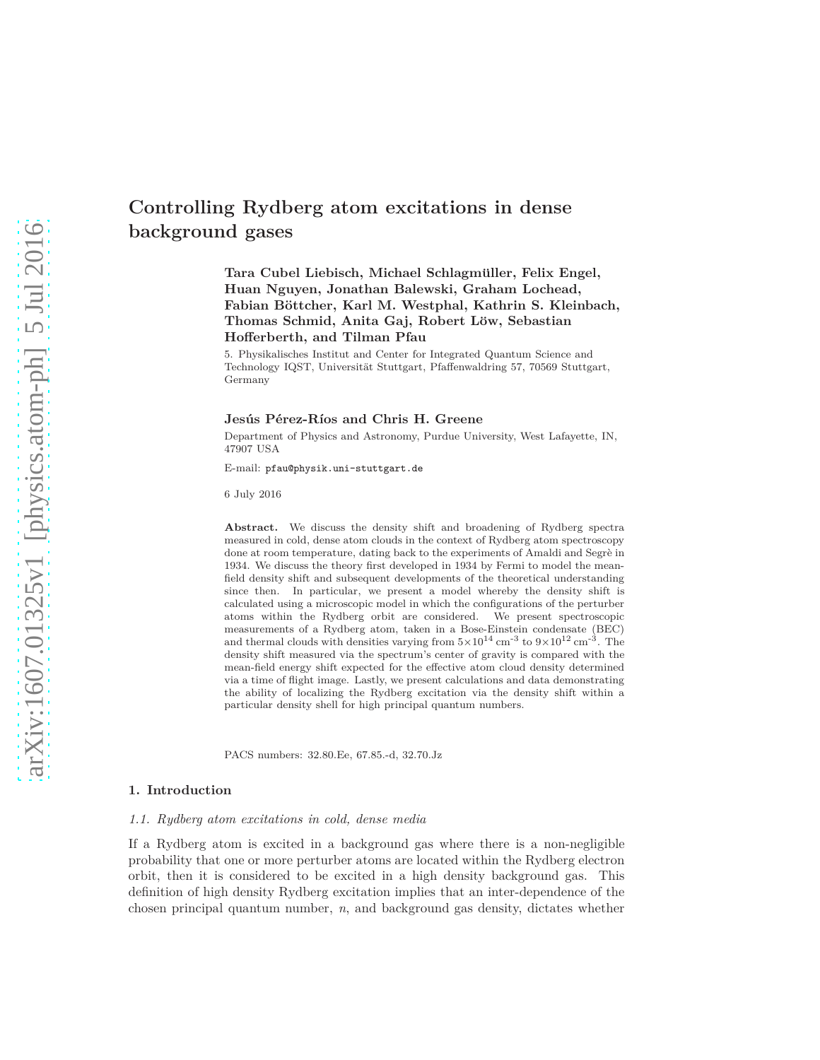# Controlling Rydberg atom excitations in dense background gases

**Tara Cubel Liebisch, Michael Schlagmüller, Felix Engel, Huan Nguyen, Jonathan Balewski, Graham Lochead, Fabian Böttcher, Karl M. Westphal, Kathrin S. Kleinbach, Thomas Schmid, Anita Gaj, Robert Löw, Sebastian Hofferberth, and Tilman Pfau**

5. Physikalisches Institut and Center for Integrated Quantum Science and Technology IQST, Universität Stuttgart, Pfaffenwaldring 57, 70569 Stuttgart, Germany

**Jesús Pérez-Ríos and Chris H. Greene**

Department of Physics and Astronomy, Purdue University, West Lafayette, IN, 47907 USA

E-mail: pfau@physik.uni-stuttgart.de

6 July 2016

**Abstract.** We discuss the density shift and broadening of Rydberg spectra measured in cold, dense atom clouds in the context of Rydberg atom spectroscopy done at room temperature, dating back to the experiments of Amaldi and Segrè in 1934. We discuss the theory first developed in 1934 by Fermi to model the mean-field density shift and subsequent developments of the theoretical understanding since then. In particular, we present a model whereby the density shift is calculated using a microscopic model in which the configurations of the perturber atoms within the Rydberg orbit are considered. We present spectroscopic measurements of a Rydberg atom, taken in a Bose-Einstein condensate (BEC) and thermal clouds with densities varying from $5\times10^{14}$ cm$^{-3}$ to $9\times10^{12}$ cm$^{-3}$. The density shift measured via the spectrum's center of gravity is compared with the mean-field energy shift expected for the effective atom cloud density determined via a time of flight image. Lastly, we present calculations and data demonstrating the ability of localizing the Rydberg excitation via the density shift within a particular density shell for high principal quantum numbers.

PACS numbers: 32.80.Ee, 67.85.-d, 32.70.Jz

## 1. Introduction

### 1.1. *Rydberg atom excitations in cold, dense media*

If a Rydberg atom is excited in a background gas where there is a non-negligible probability that one or more perturber atoms are located within the Rydberg electron orbit, then it is considered to be excited in a high density background gas. This definition of high density Rydberg excitation implies that an inter-dependence of the chosen principal quantum number, $n$, and background gas density, dictates whether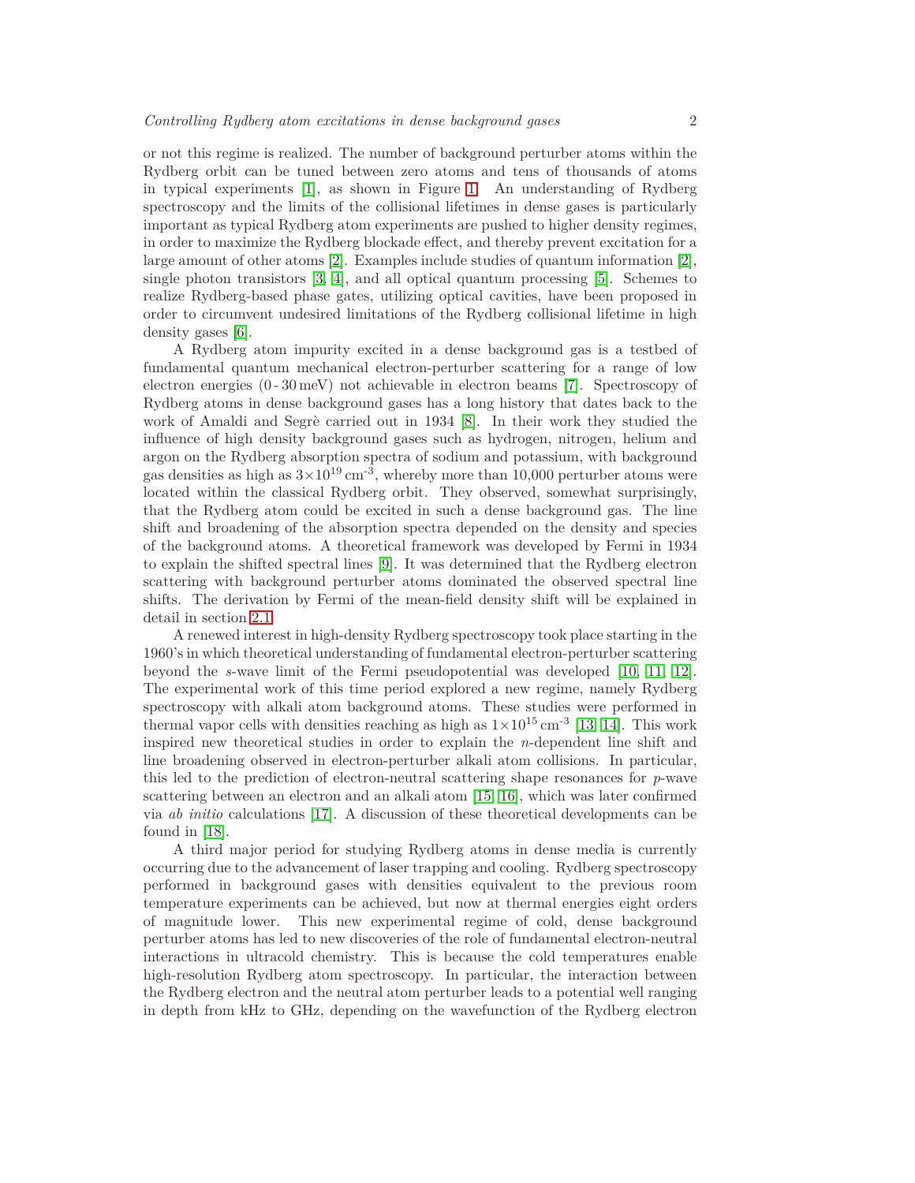or not this regime is realized. The number of background perturber atoms within the Rydberg orbit can be tuned between zero atoms and tens of thousands of atoms in typical experiments [1], as shown in Figure 1. An understanding of Rydberg spectroscopy and the limits of the collisional lifetimes in dense gases is particularly important as typical Rydberg atom experiments are pushed to higher density regimes, in order to maximize the Rydberg blockade effect, and thereby prevent excitation for a large amount of other atoms [2]. Examples include studies of quantum information [2], single photon transistors [3, 4], and all optical quantum processing [5]. Schemes to realize Rydberg-based phase gates, utilizing optical cavities, have been proposed in order to circumvent undesired limitations of the Rydberg collisional lifetime in high density gases [6].

A Rydberg atom impurity excited in a dense background gas is a testbed of fundamental quantum mechanical electron-perturber scattering for a range of low electron energies (0 - 30 meV) not achievable in electron beams [7]. Spectroscopy of Rydberg atoms in dense background gases has a long history that dates back to the work of Amaldi and Segrè carried out in 1934 [8]. In their work they studied the influence of high density background gases such as hydrogen, nitrogen, helium and argon on the Rydberg absorption spectra of sodium and potassium, with background gas densities as high as $3\times10^{19}\,\mathrm{cm}^{-3}$, whereby more than 10,000 perturber atoms were located within the classical Rydberg orbit. They observed, somewhat surprisingly, that the Rydberg atom could be excited in such a dense background gas. The line shift and broadening of the absorption spectra depended on the density and species of the background atoms. A theoretical framework was developed by Fermi in 1934 to explain the shifted spectral lines [9]. It was determined that the Rydberg electron scattering with background perturber atoms dominated the observed spectral line shifts. The derivation by Fermi of the mean-field density shift will be explained in detail in section 2.1.

A renewed interest in high-density Rydberg spectroscopy took place starting in the 1960's in which theoretical understanding of fundamental electron-perturber scattering beyond the *s*-wave limit of the Fermi pseudopotential was developed [10, 11, 12]. The experimental work of this time period explored a new regime, namely Rydberg spectroscopy with alkali atom background atoms. These studies were performed in thermal vapor cells with densities reaching as high as $1\times10^{15}\,\mathrm{cm}^{-3}$ [13, 14]. This work inspired new theoretical studies in order to explain the *n*-dependent line shift and line broadening observed in electron-perturber alkali atom collisions. In particular, this led to the prediction of electron-neutral scattering shape resonances for *p*-wave scattering between an electron and an alkali atom [15, 16], which was later confirmed via *ab initio* calculations [17]. A discussion of these theoretical developments can be found in [18].

A third major period for studying Rydberg atoms in dense media is currently occurring due to the advancement of laser trapping and cooling. Rydberg spectroscopy performed in background gases with densities equivalent to the previous room temperature experiments can be achieved, but now at thermal energies eight orders of magnitude lower. This new experimental regime of cold, dense background perturber atoms has led to new discoveries of the role of fundamental electron-neutral interactions in ultracold chemistry. This is because the cold temperatures enable high-resolution Rydberg atom spectroscopy. In particular, the interaction between the Rydberg electron and the neutral atom perturber leads to a potential well ranging in depth from kHz to GHz, depending on the wavefunction of the Rydberg electron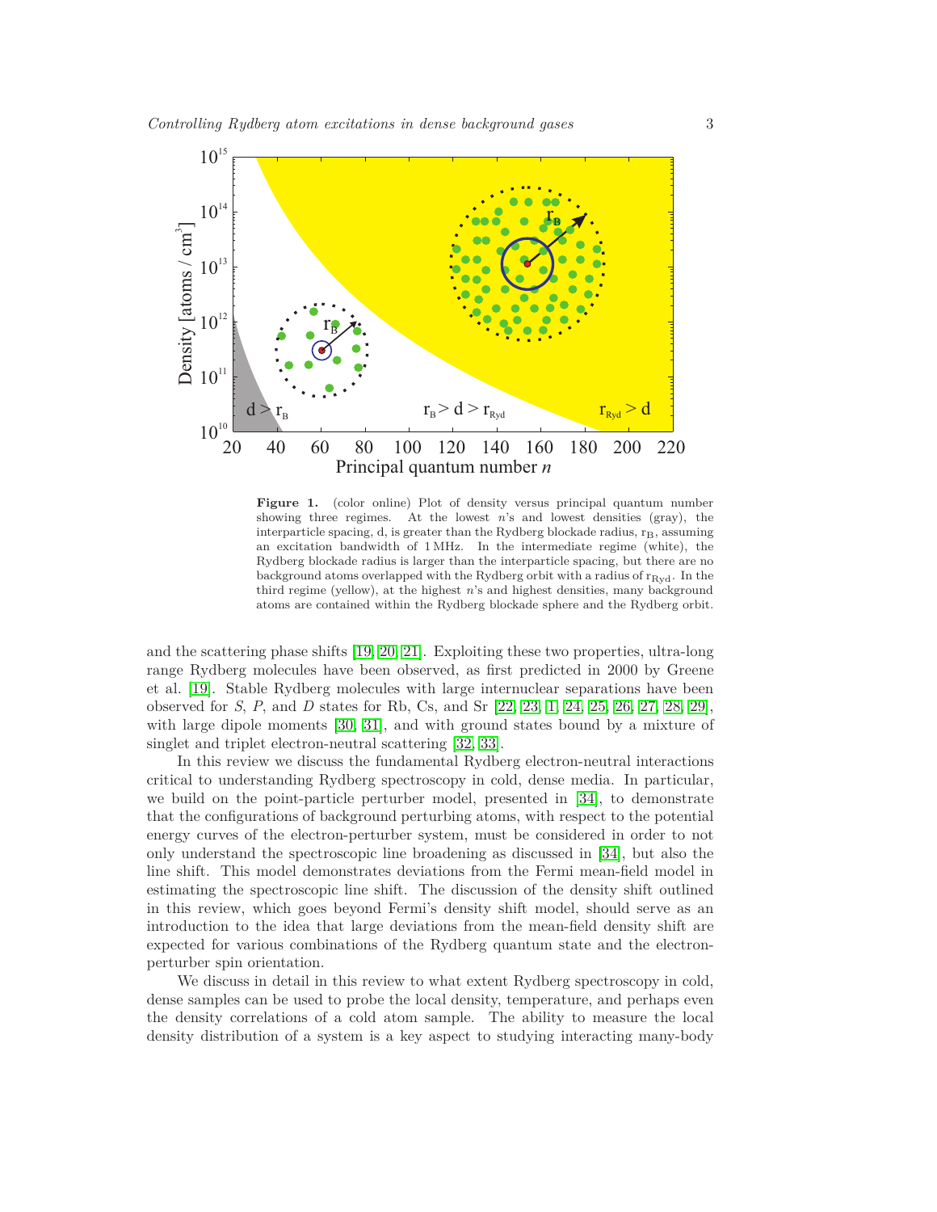**Figure 1.** (color online) Plot of density versus principal quantum number showing three regimes. At the lowest $n$'s and lowest densities (gray), the interparticle spacing, d, is greater than the Rydberg blockade radius, $r_B$, assuming an excitation bandwidth of 1 MHz. In the intermediate regime (white), the Rydberg blockade radius is larger than the interparticle spacing, but there are no background atoms overlapped with the Rydberg orbit with a radius of $r_{Ryd}$. In the third regime (yellow), at the highest $n$'s and highest densities, many background atoms are contained within the Rydberg blockade sphere and the Rydberg orbit.

and the scattering phase shifts [19, 20, 21]. Exploiting these two properties, ultra-long range Rydberg molecules have been observed, as first predicted in 2000 by Greene et al. [19]. Stable Rydberg molecules with large internuclear separations have been observed for *S*, *P*, and *D* states for Rb, Cs, and Sr [22, 23, 1, 24, 25, 26, 27, 28, 29], with large dipole moments [30, 31], and with ground states bound by a mixture of singlet and triplet electron-neutral scattering [32, 33].

In this review we discuss the fundamental Rydberg electron-neutral interactions critical to understanding Rydberg spectroscopy in cold, dense media. In particular, we build on the point-particle perturber model, presented in [34], to demonstrate that the configurations of background perturbing atoms, with respect to the potential energy curves of the electron-perturber system, must be considered in order to not only understand the spectroscopic line broadening as discussed in [34], but also the line shift. This model demonstrates deviations from the Fermi mean-field model in estimating the spectroscopic line shift. The discussion of the density shift outlined in this review, which goes beyond Fermi's density shift model, should serve as an introduction to the idea that large deviations from the mean-field density shift are expected for various combinations of the Rydberg quantum state and the electron-perturber spin orientation.

We discuss in detail in this review to what extent Rydberg spectroscopy in cold, dense samples can be used to probe the local density, temperature, and perhaps even the density correlations of a cold atom sample. The ability to measure the local density distribution of a system is a key aspect to studying interacting many-body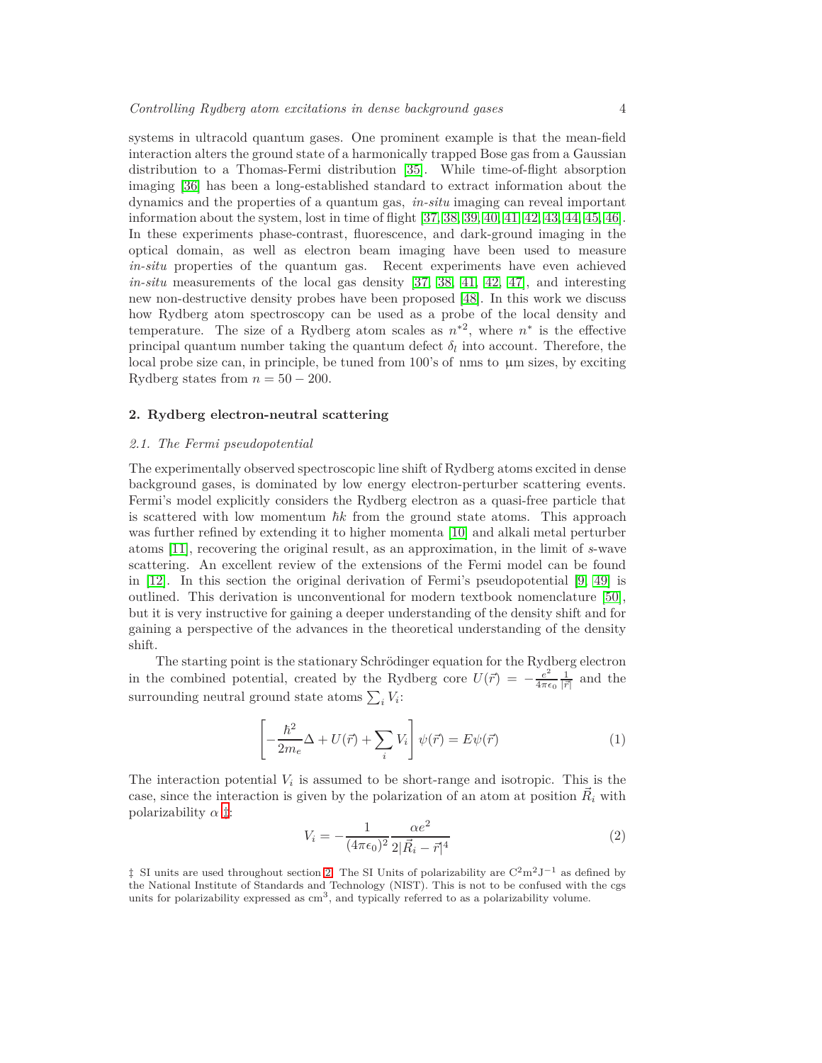systems in ultracold quantum gases. One prominent example is that the mean-field interaction alters the ground state of a harmonically trapped Bose gas from a Gaussian distribution to a Thomas-Fermi distribution [35]. While time-of-flight absorption imaging [36] has been a long-established standard to extract information about the dynamics and the properties of a quantum gas, *in-situ* imaging can reveal important information about the system, lost in time of flight [37, 38, 39, 40, 41, 42, 43, 44, 45, 46]. In these experiments phase-contrast, fluorescence, and dark-ground imaging in the optical domain, as well as electron beam imaging have been used to measure *in-situ* properties of the quantum gas. Recent experiments have even achieved *in-situ* measurements of the local gas density [37, 38, 41, 42, 47], and interesting new non-destructive density probes have been proposed [48]. In this work we discuss how Rydberg atom spectroscopy can be used as a probe of the local density and temperature. The size of a Rydberg atom scales as $n^{*2}$, where $n^*$ is the effective principal quantum number taking the quantum defect $\delta_l$ into account. Therefore, the local probe size can, in principle, be tuned from 100's of nms to μm sizes, by exciting Rydberg states from $n = 50 - 200$.

## 2. Rydberg electron-neutral scattering

### 2.1. The Fermi pseudopotential

The experimentally observed spectroscopic line shift of Rydberg atoms excited in dense background gases, is dominated by low energy electron-perturber scattering events. Fermi's model explicitly considers the Rydberg electron as a quasi-free particle that is scattered with low momentum $\hbar k$ from the ground state atoms. This approach was further refined by extending it to higher momenta [10] and alkali metal perturber atoms [11], recovering the original result, as an approximation, in the limit of *s*-wave scattering. An excellent review of the extensions of the Fermi model can be found in [12]. In this section the original derivation of Fermi's pseudopotential [9, 49] is outlined. This derivation is unconventional for modern textbook nomenclature [50], but it is very instructive for gaining a deeper understanding of the density shift and for gaining a perspective of the advances in the theoretical understanding of the density shift.

The starting point is the stationary Schrödinger equation for the Rydberg electron in the combined potential, created by the Rydberg core $U(\vec{r}) = -\frac{e^2}{4\pi\epsilon_0}\frac{1}{|\vec{r}|}$ and the surrounding neutral ground state atoms $\sum_i V_i$:

$$\left[-\frac{\hbar^2}{2m_e}\Delta + U(\vec{r}) + \sum_i V_i\right]\psi(\vec{r}) = E\psi(\vec{r}) \tag{1}$$

The interaction potential $V_i$ is assumed to be short-range and isotropic. This is the case, since the interaction is given by the polarization of an atom at position $\vec{R}_i$ with polarizability $\alpha$ ‡:

$$V_i = -\frac{1}{(4\pi\epsilon_0)^2}\frac{\alpha e^2}{2|\vec{R}_i - \vec{r}|^4} \tag{2}$$

‡ SI units are used throughout section 2. The SI Units of polarizability are $C^2 m^2 J^{-1}$ as defined by the National Institute of Standards and Technology (NIST). This is not to be confused with the cgs units for polarizability expressed as $cm^3$, and typically referred to as a polarizability volume.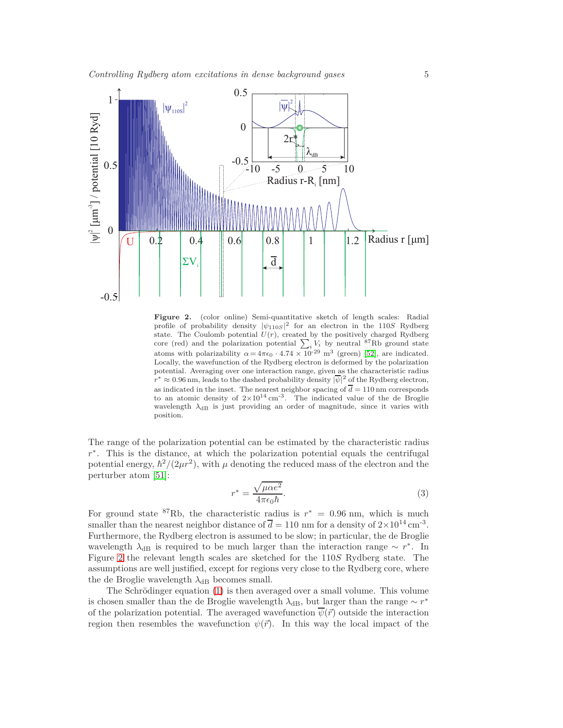**Figure 2.** (color online) Semi-quantitative sketch of length scales: Radial profile of probability density $|\psi_{110S}|^2$ for an electron in the $110S$ Rydberg state. The Coulomb potential $U(r)$, created by the positively charged Rydberg core (red) and the polarization potential $\sum_i V_i$ by neutral $^{87}$Rb ground state atoms with polarizability $\alpha = 4\pi\epsilon_0 \cdot 4.74 \times 10^{-29}$ m$^3$ (green) [52], are indicated. Locally, the wavefunction of the Rydberg electron is deformed by the polarization potential. Averaging over one interaction range, given as the characteristic radius $r^* \approx 0.96$ nm, leads to the dashed probability density $|\overline{\psi}|^2$ of the Rydberg electron, as indicated in the inset. The nearest neighbor spacing of $\overline{d} = 110$ nm corresponds to an atomic density of $2\times10^{14}$ cm$^{-3}$. The indicated value of the de Broglie wavelength $\lambda_{\mathrm{dB}}$ is just providing an order of magnitude, since it varies with position.

The range of the polarization potential can be estimated by the characteristic radius $r^*$. This is the distance, at which the polarization potential equals the centrifugal potential energy, $\hbar^2/(2\mu r^2)$, with $\mu$ denoting the reduced mass of the electron and the perturber atom [51]:

$$r^* = \frac{\sqrt{\mu\alpha e^2}}{4\pi\epsilon_0\hbar}. \tag{3}$$

For ground state $^{87}$Rb, the characteristic radius is $r^* = 0.96$ nm, which is much smaller than the nearest neighbor distance of $\overline{d} = 110$ nm for a density of $2\times10^{14}$ cm$^{-3}$. Furthermore, the Rydberg electron is assumed to be slow; in particular, the de Broglie wavelength $\lambda_{\mathrm{dB}}$ is required to be much larger than the interaction range $\sim r^*$. In Figure 2 the relevant length scales are sketched for the $110S$ Rydberg state. The assumptions are well justified, except for regions very close to the Rydberg core, where the de Broglie wavelength $\lambda_{\mathrm{dB}}$ becomes small.

The Schrödinger equation (1) is then averaged over a small volume. This volume is chosen smaller than the de Broglie wavelength $\lambda_{\mathrm{dB}}$, but larger than the range $\sim r^*$ of the polarization potential. The averaged wavefunction $\overline{\psi}(\vec{r})$ outside the interaction region then resembles the wavefunction $\psi(\vec{r})$. In this way the local impact of the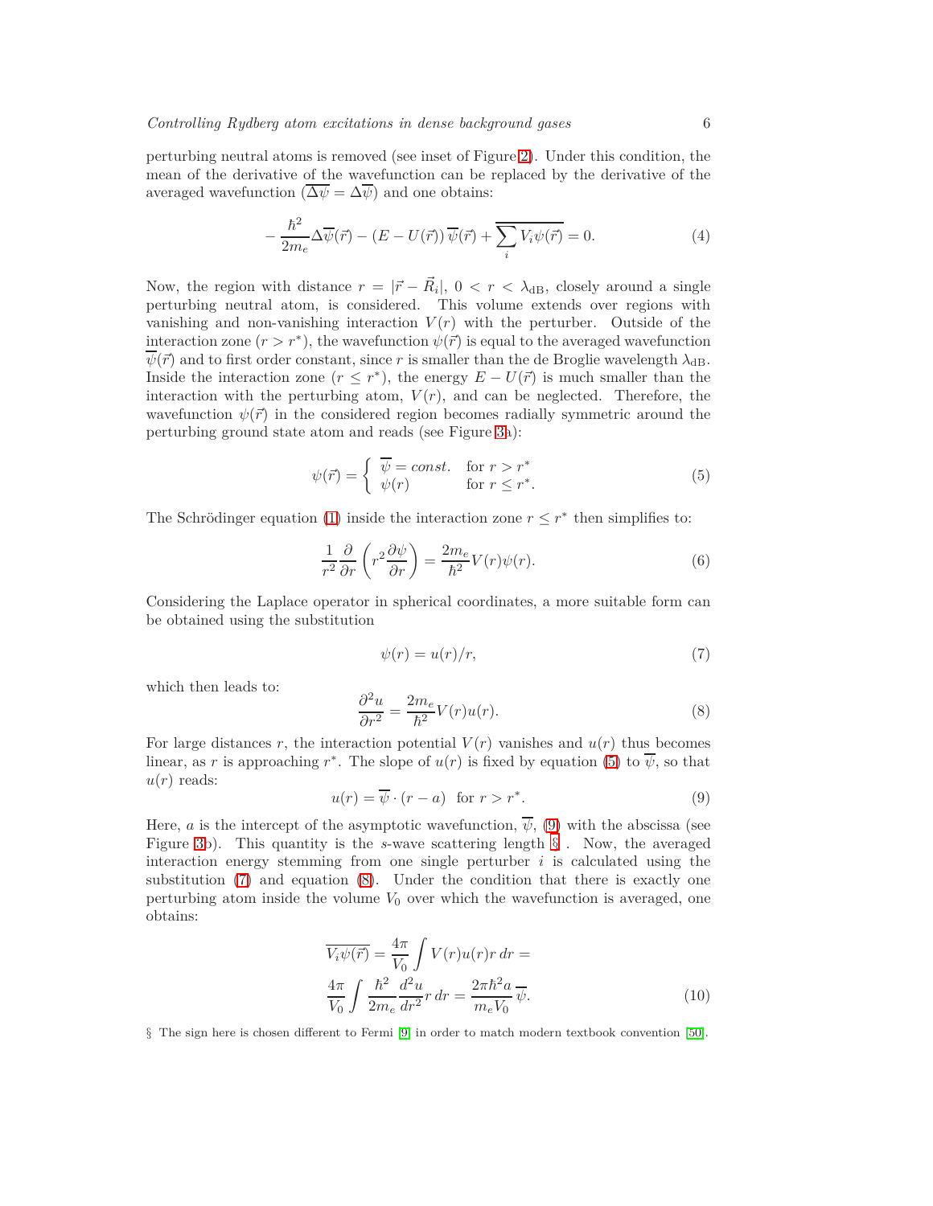perturbing neutral atoms is removed (see inset of Figure 2). Under this condition, the mean of the derivative of the wavefunction can be replaced by the derivative of the averaged wavefunction ($\overline{\Delta\psi} = \Delta\overline{\psi}$) and one obtains:

$$-\frac{\hbar^2}{2m_e}\Delta\overline{\psi}(\vec{r}) - (E - U(\vec{r}))\,\overline{\psi}(\vec{r}) + \overline{\sum_i V_i\psi(\vec{r})} = 0. \tag{4}$$

Now, the region with distance $r = |\vec{r} - \vec{R}_i|$, $0 < r < \lambda_{\mathrm{dB}}$, closely around a single perturbing neutral atom, is considered. This volume extends over regions with vanishing and non-vanishing interaction $V(r)$ with the perturber. Outside of the interaction zone ($r > r^*$), the wavefunction $\psi(\vec{r})$ is equal to the averaged wavefunction $\overline{\psi}(\vec{r})$ and to first order constant, since $r$ is smaller than the de Broglie wavelength $\lambda_{\mathrm{dB}}$. Inside the interaction zone ($r \leq r^*$), the energy $E - U(\vec{r})$ is much smaller than the interaction with the perturbing atom, $V(r)$, and can be neglected. Therefore, the wavefunction $\psi(\vec{r})$ in the considered region becomes radially symmetric around the perturbing ground state atom and reads (see Figure 3a):

$$\psi(\vec{r}) = \begin{cases} \overline{\psi} = const. & \text{for } r > r^* \\ \psi(r) & \text{for } r \leq r^*. \end{cases} \tag{5}$$

The Schrödinger equation (1) inside the interaction zone $r \leq r^*$ then simplifies to:

$$\frac{1}{r^2}\frac{\partial}{\partial r}\left(r^2\frac{\partial\psi}{\partial r}\right) = \frac{2m_e}{\hbar^2}V(r)\psi(r). \tag{6}$$

Considering the Laplace operator in spherical coordinates, a more suitable form can be obtained using the substitution

$$\psi(r) = u(r)/r, \tag{7}$$

which then leads to:

$$\frac{\partial^2 u}{\partial r^2} = \frac{2m_e}{\hbar^2}V(r)u(r). \tag{8}$$

For large distances $r$, the interaction potential $V(r)$ vanishes and $u(r)$ thus becomes linear, as $r$ is approaching $r^*$. The slope of $u(r)$ is fixed by equation (5) to $\overline{\psi}$, so that $u(r)$ reads:

$$u(r) = \overline{\psi}\cdot(r - a) \quad \text{for } r > r^*. \tag{9}$$

Here, $a$ is the intercept of the asymptotic wavefunction, $\overline{\psi}$, (9) with the abscissa (see Figure 3b). This quantity is the $s$-wave scattering length § . Now, the averaged interaction energy stemming from one single perturber $i$ is calculated using the substitution (7) and equation (8). Under the condition that there is exactly one perturbing atom inside the volume $V_0$ over which the wavefunction is averaged, one obtains:

$$\begin{aligned} \overline{V_i\psi(\vec{r})} &= \frac{4\pi}{V_0}\int V(r)u(r)r\,dr = \\ &\frac{4\pi}{V_0}\int \frac{\hbar^2}{2m_e}\frac{d^2u}{dr^2}r\,dr = \frac{2\pi\hbar^2 a}{m_e V_0}\,\overline{\psi}. \end{aligned} \tag{10}$$

§ The sign here is chosen different to Fermi [9] in order to match modern textbook convention [50].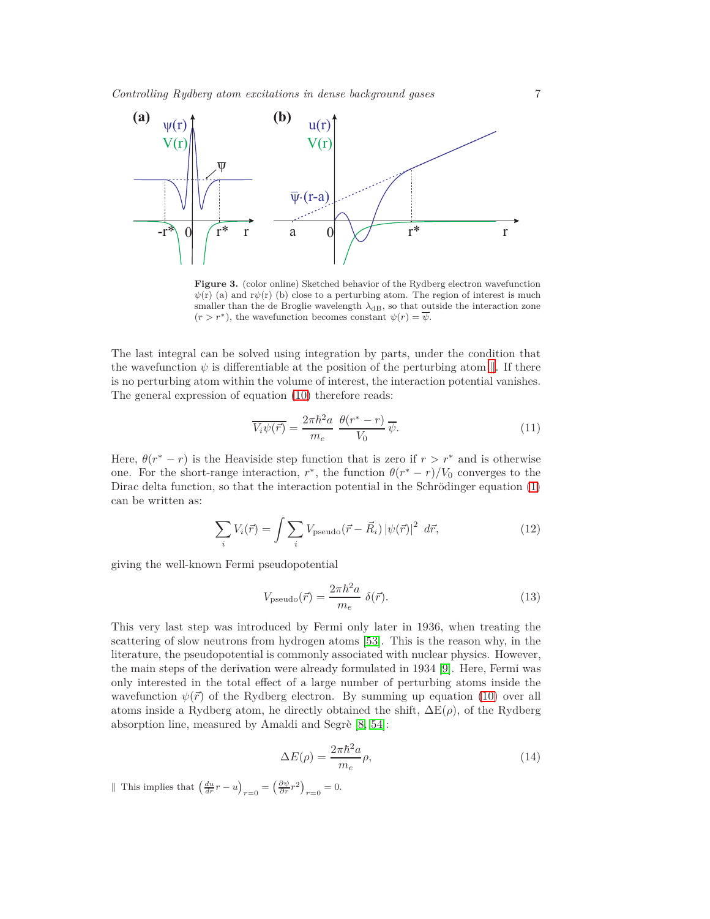**Figure 3.** (color online) Sketched behavior of the Rydberg electron wavefunction $\psi(r)$ (a) and $r\psi(r)$ (b) close to a perturbing atom. The region of interest is much smaller than the de Broglie wavelength $\lambda_{\rm dB}$, so that outside the interaction zone $(r > r^*)$, the wavefunction becomes constant $\psi(r) = \overline{\psi}$.

The last integral can be solved using integration by parts, under the condition that the wavefunction $\psi$ is differentiable at the position of the perturbing atom ‖. If there is no perturbing atom within the volume of interest, the interaction potential vanishes. The general expression of equation (10) therefore reads:

$$\overline{V_i\psi(\vec{r})} = \frac{2\pi\hbar^2 a}{m_e}\;\frac{\theta(r^*-r)}{V_0}\,\overline{\psi}. \tag{11}$$

Here, $\theta(r^*-r)$ is the Heaviside step function that is zero if $r > r^*$ and is otherwise one. For the short-range interaction, $r^*$, the function $\theta(r^*-r)/V_0$ converges to the Dirac delta function, so that the interaction potential in the Schrödinger equation (1) can be written as:

$$\sum_i V_i(\vec{r}) = \int \sum_i V_{\rm pseudo}(\vec{r}-\vec{R}_i)\,|\psi(\vec{r})|^2\;d\vec{r}, \tag{12}$$

giving the well-known Fermi pseudopotential

$$V_{\rm pseudo}(\vec{r}) = \frac{2\pi\hbar^2 a}{m_e}\;\delta(\vec{r}). \tag{13}$$

This very last step was introduced by Fermi only later in 1936, when treating the scattering of slow neutrons from hydrogen atoms [53]. This is the reason why, in the literature, the pseudopotential is commonly associated with nuclear physics. However, the main steps of the derivation were already formulated in 1934 [9]. Here, Fermi was only interested in the total effect of a large number of perturbing atoms inside the wavefunction $\psi(\vec{r})$ of the Rydberg electron. By summing up equation (10) over all atoms inside a Rydberg atom, he directly obtained the shift, $\Delta E(\rho)$, of the Rydberg absorption line, measured by Amaldi and Segrè [8, 54]:

$$\Delta E(\rho) = \frac{2\pi\hbar^2 a}{m_e}\rho, \tag{14}$$

‖ This implies that $\left(\frac{du}{dr}r - u\right)_{r=0} = \left(\frac{\partial\psi}{\partial r}r^2\right)_{r=0} = 0$.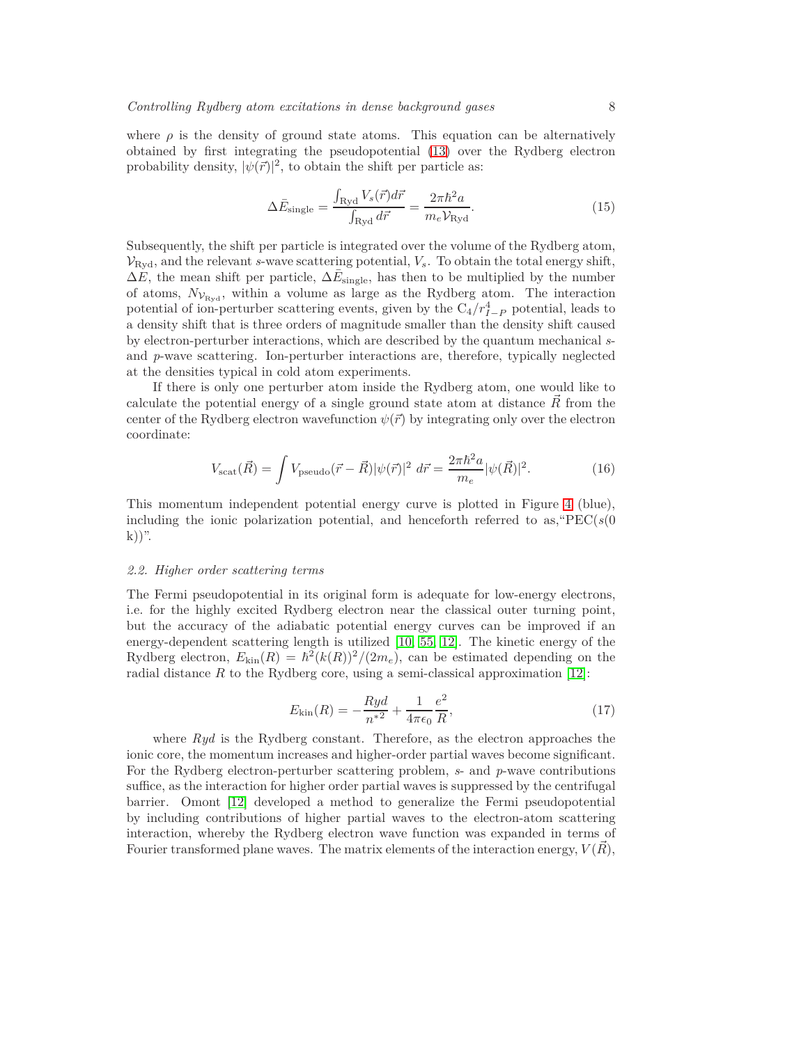where $\rho$ is the density of ground state atoms. This equation can be alternatively obtained by first integrating the pseudopotential (13) over the Rydberg electron probability density, $|\psi(\vec{r})|^2$, to obtain the shift per particle as:

$$\Delta \bar{E}_{\text{single}} = \frac{\int_{\text{Ryd}} V_s(\vec{r}) d\vec{r}}{\int_{\text{Ryd}} d\vec{r}} = \frac{2\pi\hbar^2 a}{m_e \mathcal{V}_{\text{Ryd}}}. \tag{15}$$

Subsequently, the shift per particle is integrated over the volume of the Rydberg atom, $\mathcal{V}_{\text{Ryd}}$, and the relevant $s$-wave scattering potential, $V_s$. To obtain the total energy shift, $\Delta E$, the mean shift per particle, $\Delta \bar{E}_{\text{single}}$, has then to be multiplied by the number of atoms, $N_{\mathcal{V}_{\text{Ryd}}}$, within a volume as large as the Rydberg atom. The interaction potential of ion-perturber scattering events, given by the $C_4/r_{I-P}^4$ potential, leads to a density shift that is three orders of magnitude smaller than the density shift caused by electron-perturber interactions, which are described by the quantum mechanical $s$- and $p$-wave scattering. Ion-perturber interactions are, therefore, typically neglected at the densities typical in cold atom experiments.

If there is only one perturber atom inside the Rydberg atom, one would like to calculate the potential energy of a single ground state atom at distance $\vec{R}$ from the center of the Rydberg electron wavefunction $\psi(\vec{r})$ by integrating only over the electron coordinate:

$$V_{\text{scat}}(\vec{R}) = \int V_{\text{pseudo}}(\vec{r} - \vec{R}) |\psi(\vec{r})|^2 \; d\vec{r} = \frac{2\pi\hbar^2 a}{m_e} |\psi(\vec{R})|^2. \tag{16}$$

This momentum independent potential energy curve is plotted in Figure 4 (blue), including the ionic polarization potential, and henceforth referred to as,"PEC($s$(0 k))".

### 2.2. Higher order scattering terms

The Fermi pseudopotential in its original form is adequate for low-energy electrons, i.e. for the highly excited Rydberg electron near the classical outer turning point, but the accuracy of the adiabatic potential energy curves can be improved if an energy-dependent scattering length is utilized [10, 55, 12]. The kinetic energy of the Rydberg electron, $E_{\text{kin}}(R) = \hbar^2(k(R))^2/(2m_e)$, can be estimated depending on the radial distance $R$ to the Rydberg core, using a semi-classical approximation [12]:

$$E_{\text{kin}}(R) = -\frac{Ryd}{n^{*2}} + \frac{1}{4\pi\epsilon_0}\frac{e^2}{R}, \tag{17}$$

where $Ryd$ is the Rydberg constant. Therefore, as the electron approaches the ionic core, the momentum increases and higher-order partial waves become significant. For the Rydberg electron-perturber scattering problem, $s$- and $p$-wave contributions suffice, as the interaction for higher order partial waves is suppressed by the centrifugal barrier. Omont [12] developed a method to generalize the Fermi pseudopotential by including contributions of higher partial waves to the electron-atom scattering interaction, whereby the Rydberg electron wave function was expanded in terms of Fourier transformed plane waves. The matrix elements of the interaction energy, $V(\vec{R})$,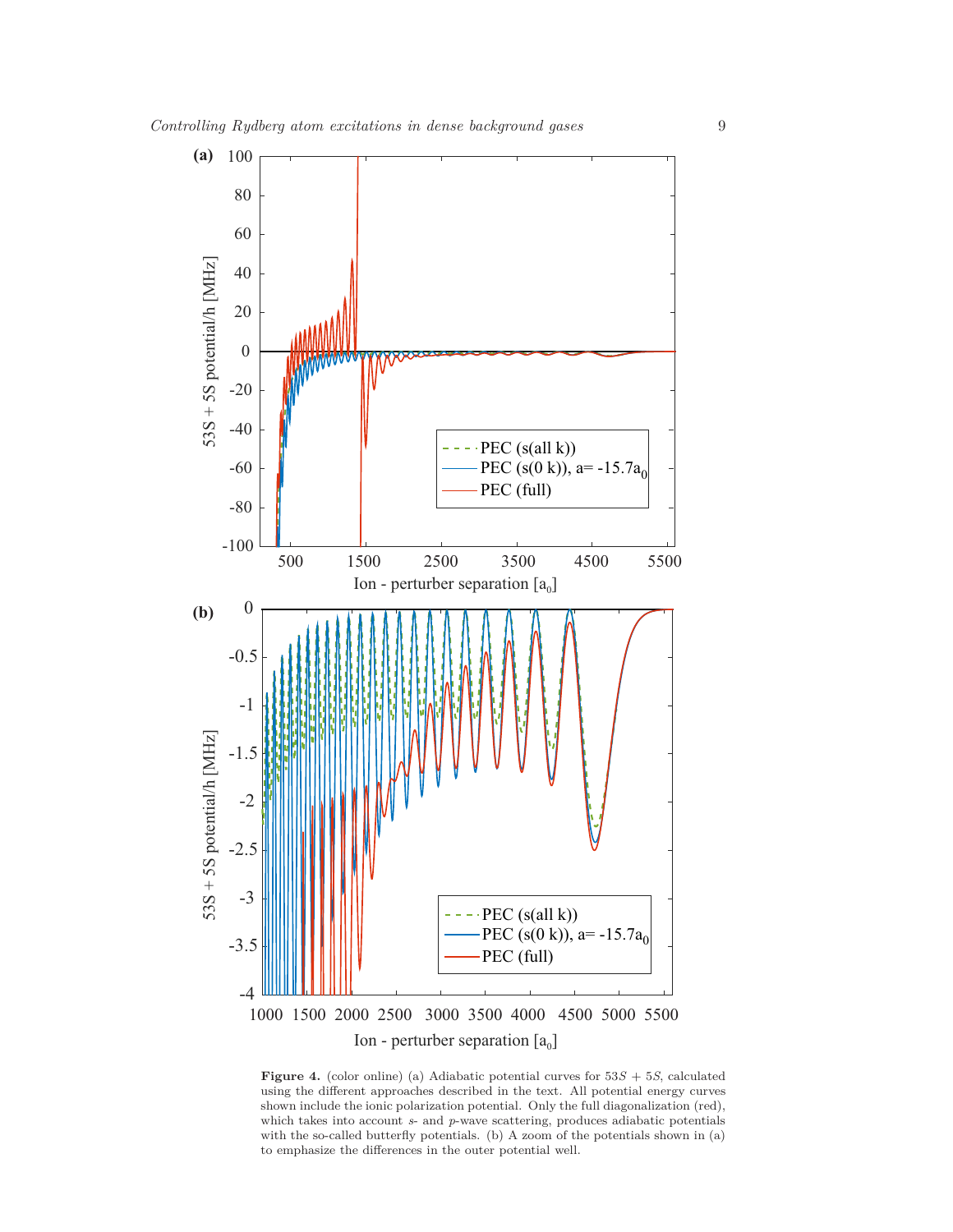**Figure 4.** (color online) (a) Adiabatic potential curves for $53S$ + $5S$, calculated using the different approaches described in the text. All potential energy curves shown include the ionic polarization potential. Only the full diagonalization (red), which takes into account *s*- and *p*-wave scattering, produces adiabatic potentials with the so-called butterfly potentials. (b) A zoom of the potentials shown in (a) to emphasize the differences in the outer potential well.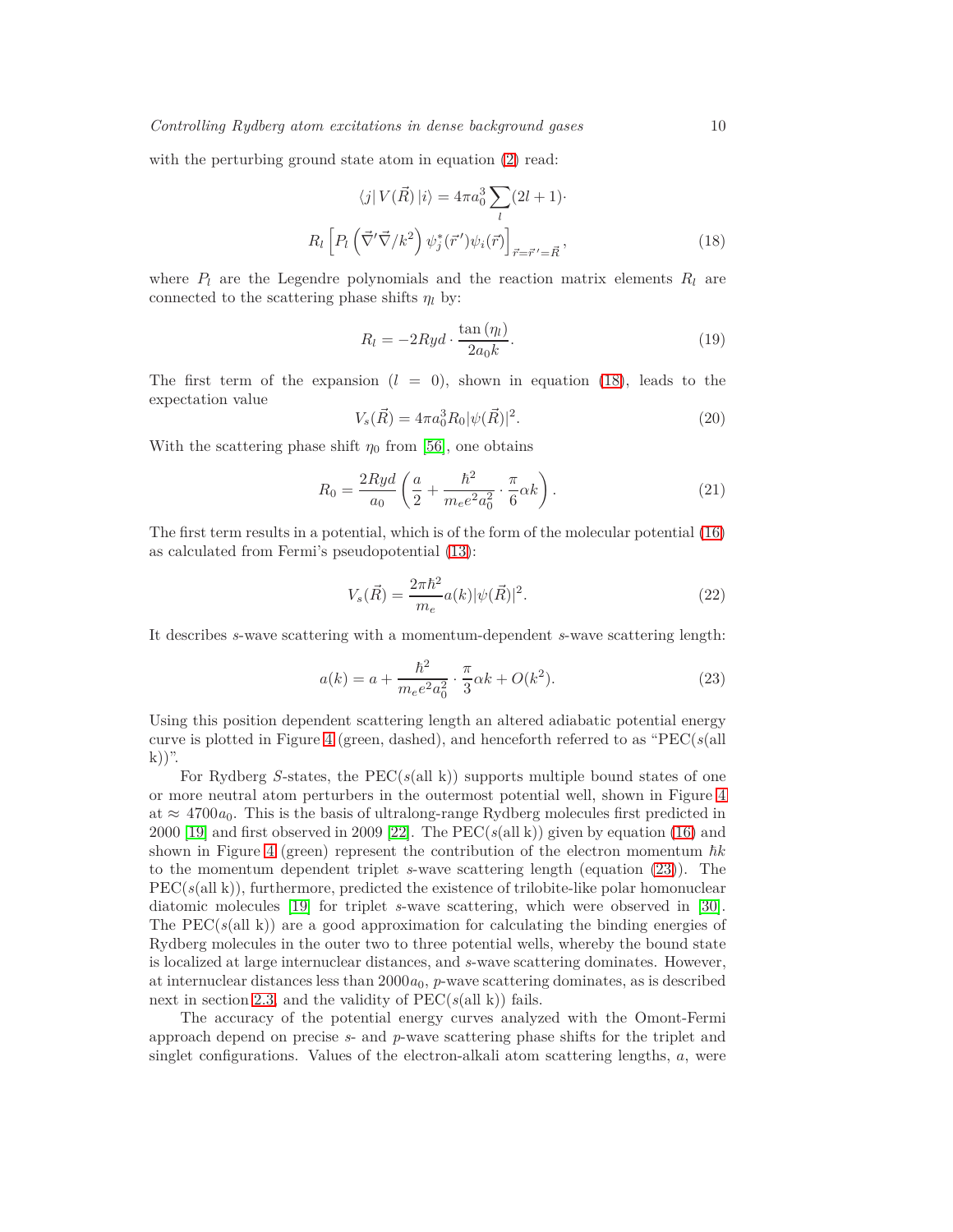with the perturbing ground state atom in equation (2) read:

$$\langle j|\, V(\vec{R})\, |i\rangle = 4\pi a_0^3 \sum_l (2l+1)\cdot$$
$$R_l \left[ P_l \left( \vec{\nabla}' \vec{\nabla}/k^2 \right) \psi_j^*(\vec{r}\,')\psi_i(\vec{r}) \right]_{\vec{r}=\vec{r}\,'=\vec{R}}, \tag{18}$$

where $P_l$ are the Legendre polynomials and the reaction matrix elements $R_l$ are connected to the scattering phase shifts $\eta_l$ by:

$$R_l = -2Ryd \cdot \frac{\tan(\eta_l)}{2a_0 k}. \tag{19}$$

The first term of the expansion ($l = 0$), shown in equation (18), leads to the expectation value

$$V_s(\vec{R}) = 4\pi a_0^3 R_0 |\psi(\vec{R})|^2. \tag{20}$$

With the scattering phase shift $\eta_0$ from [56], one obtains

$$R_0 = \frac{2Ryd}{a_0}\left( \frac{a}{2} + \frac{\hbar^2}{m_e e^2 a_0^2} \cdot \frac{\pi}{6}\alpha k \right). \tag{21}$$

The first term results in a potential, which is of the form of the molecular potential (16) as calculated from Fermi's pseudopotential (13):

$$V_s(\vec{R}) = \frac{2\pi\hbar^2}{m_e} a(k) |\psi(\vec{R})|^2. \tag{22}$$

It describes $s$-wave scattering with a momentum-dependent $s$-wave scattering length:

$$a(k) = a + \frac{\hbar^2}{m_e e^2 a_0^2} \cdot \frac{\pi}{3}\alpha k + O(k^2). \tag{23}$$

Using this position dependent scattering length an altered adiabatic potential energy curve is plotted in Figure 4 (green, dashed), and henceforth referred to as "PEC($s$(all k))".

For Rydberg $S$-states, the PEC($s$(all k)) supports multiple bound states of one or more neutral atom perturbers in the outermost potential well, shown in Figure 4 at $\approx 4700a_0$. This is the basis of ultralong-range Rydberg molecules first predicted in 2000 [19] and first observed in 2009 [22]. The PEC($s$(all k)) given by equation (16) and shown in Figure 4 (green) represent the contribution of the electron momentum $\hbar k$ to the momentum dependent triplet $s$-wave scattering length (equation (23)). The PEC($s$(all k)), furthermore, predicted the existence of trilobite-like polar homonuclear diatomic molecules [19] for triplet $s$-wave scattering, which were observed in [30]. The PEC($s$(all k)) are a good approximation for calculating the binding energies of Rydberg molecules in the outer two to three potential wells, whereby the bound state is localized at large internuclear distances, and $s$-wave scattering dominates. However, at internuclear distances less than $2000a_0$, $p$-wave scattering dominates, as is described next in section 2.3, and the validity of PEC($s$(all k)) fails.

The accuracy of the potential energy curves analyzed with the Omont-Fermi approach depend on precise $s$- and $p$-wave scattering phase shifts for the triplet and singlet configurations. Values of the electron-alkali atom scattering lengths, $a$, were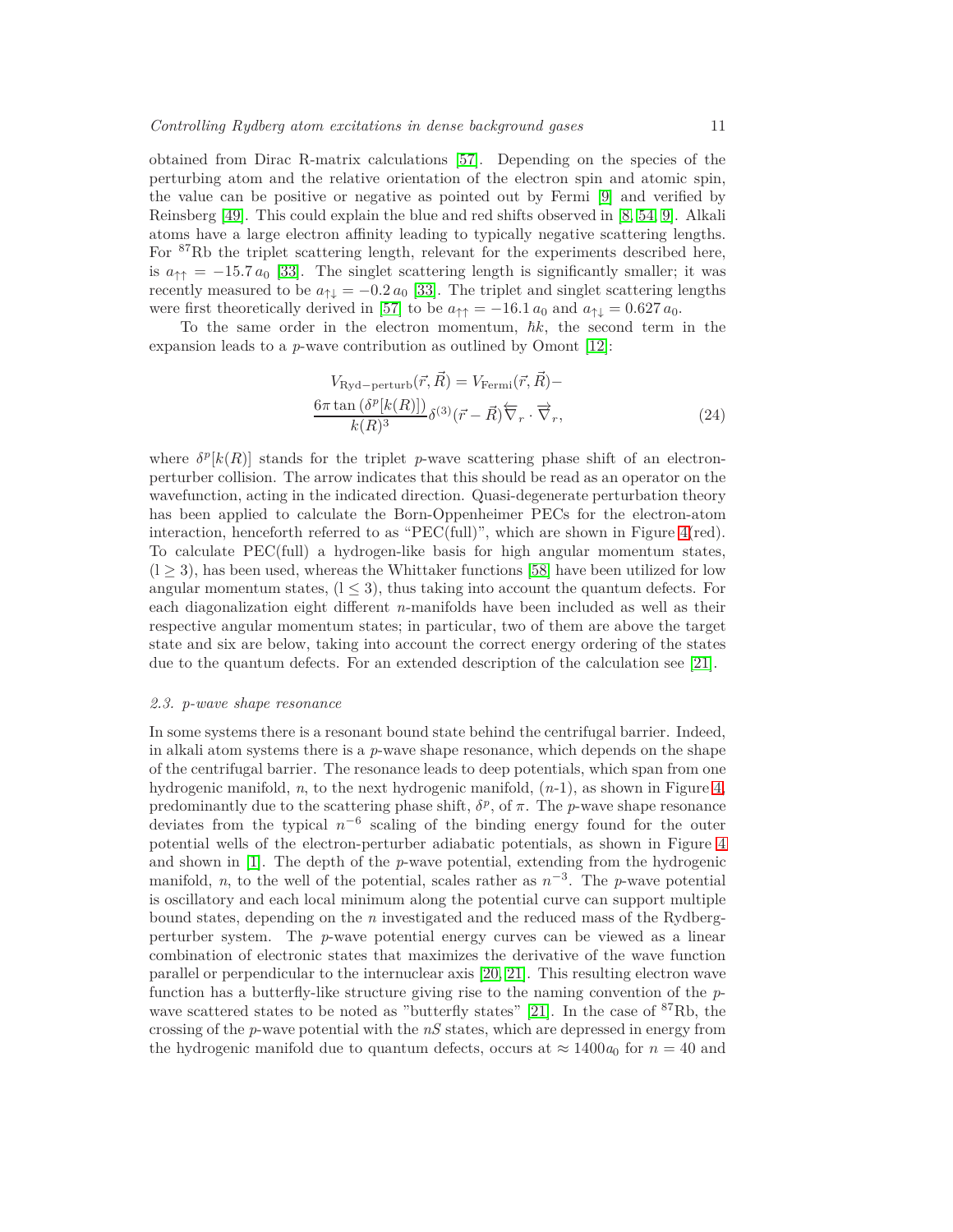obtained from Dirac R-matrix calculations [57]. Depending on the species of the perturbing atom and the relative orientation of the electron spin and atomic spin, the value can be positive or negative as pointed out by Fermi [9] and verified by Reinsberg [49]. This could explain the blue and red shifts observed in [8, 54, 9]. Alkali atoms have a large electron affinity leading to typically negative scattering lengths. For $^{87}$Rb the triplet scattering length, relevant for the experiments described here, is $a_{\uparrow\uparrow} = -15.7\,a_0$ [33]. The singlet scattering length is significantly smaller; it was recently measured to be $a_{\uparrow\downarrow} = -0.2\,a_0$ [33]. The triplet and singlet scattering lengths were first theoretically derived in [57] to be $a_{\uparrow\uparrow} = -16.1\,a_0$ and $a_{\uparrow\downarrow} = 0.627\,a_0$.

To the same order in the electron momentum, $\hbar k$, the second term in the expansion leads to a $p$-wave contribution as outlined by Omont [12]:

$$
\begin{aligned}
V_{\mathrm{Ryd-perturb}}(\vec{r},\vec{R}) &= V_{\mathrm{Fermi}}(\vec{r},\vec{R}) - \\
\frac{6\pi \tan\left(\delta^{p}[k(R)]\right)}{k(R)^3} & \delta^{(3)}(\vec{r}-\vec{R})\overleftarrow{\nabla}_r \cdot \overrightarrow{\nabla}_r,
\end{aligned}
\tag{24}
$$

where $\delta^p[k(R)]$ stands for the triplet $p$-wave scattering phase shift of an electron-perturber collision. The arrow indicates that this should be read as an operator on the wavefunction, acting in the indicated direction. Quasi-degenerate perturbation theory has been applied to calculate the Born-Oppenheimer PECs for the electron-atom interaction, henceforth referred to as "PEC(full)", which are shown in Figure 4(red). To calculate PEC(full) a hydrogen-like basis for high angular momentum states, ($l \geq 3$), has been used, whereas the Whittaker functions [58] have been utilized for low angular momentum states, ($l \leq 3$), thus taking into account the quantum defects. For each diagonalization eight different $n$-manifolds have been included as well as their respective angular momentum states; in particular, two of them are above the target state and six are below, taking into account the correct energy ordering of the states due to the quantum defects. For an extended description of the calculation see [21].

### 2.3. p-wave shape resonance

In some systems there is a resonant bound state behind the centrifugal barrier. Indeed, in alkali atom systems there is a $p$-wave shape resonance, which depends on the shape of the centrifugal barrier. The resonance leads to deep potentials, which span from one hydrogenic manifold, $n$, to the next hydrogenic manifold, ($n$-1), as shown in Figure 4, predominantly due to the scattering phase shift, $\delta^p$, of $\pi$. The $p$-wave shape resonance deviates from the typical $n^{-6}$ scaling of the binding energy found for the outer potential wells of the electron-perturber adiabatic potentials, as shown in Figure 4 and shown in [1]. The depth of the $p$-wave potential, extending from the hydrogenic manifold, $n$, to the well of the potential, scales rather as $n^{-3}$. The $p$-wave potential is oscillatory and each local minimum along the potential curve can support multiple bound states, depending on the $n$ investigated and the reduced mass of the Rydberg-perturber system. The $p$-wave potential energy curves can be viewed as a linear combination of electronic states that maximizes the derivative of the wave function parallel or perpendicular to the internuclear axis [20, 21]. This resulting electron wave function has a butterfly-like structure giving rise to the naming convention of the $p$-wave scattered states to be noted as "butterfly states" [21]. In the case of $^{87}$Rb, the crossing of the $p$-wave potential with the $nS$ states, which are depressed in energy from the hydrogenic manifold due to quantum defects, occurs at $\approx 1400a_0$ for $n = 40$ and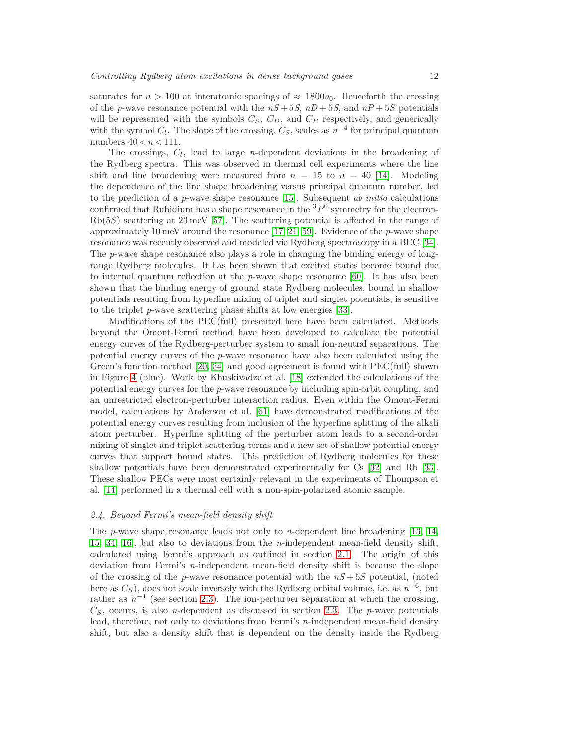saturates for $n > 100$ at interatomic spacings of $\approx 1800a_0$. Henceforth the crossing of the $p$-wave resonance potential with the $nS + 5S$, $nD + 5S$, and $nP + 5S$ potentials will be represented with the symbols $C_S$, $C_D$, and $C_P$ respectively, and generically with the symbol $C_l$. The slope of the crossing, $C_S$, scales as $n^{-4}$ for principal quantum numbers $40 < n < 111$.

The crossings, $C_l$, lead to large $n$-dependent deviations in the broadening of the Rydberg spectra. This was observed in thermal cell experiments where the line shift and line broadening were measured from $n = 15$ to $n = 40$ [14]. Modeling the dependence of the line shape broadening versus principal quantum number, led to the prediction of a $p$-wave shape resonance [15]. Subsequent *ab initio* calculations confirmed that Rubidium has a shape resonance in the $^3P^0$ symmetry for the electron-Rb($5S$) scattering at 23 meV [57]. The scattering potential is affected in the range of approximately 10 meV around the resonance [17, 21, 59]. Evidence of the $p$-wave shape resonance was recently observed and modeled via Rydberg spectroscopy in a BEC [34]. The $p$-wave shape resonance also plays a role in changing the binding energy of long-range Rydberg molecules. It has been shown that excited states become bound due to internal quantum reflection at the $p$-wave shape resonance [60]. It has also been shown that the binding energy of ground state Rydberg molecules, bound in shallow potentials resulting from hyperfine mixing of triplet and singlet potentials, is sensitive to the triplet $p$-wave scattering phase shifts at low energies [33].

Modifications of the PEC(full) presented here have been calculated. Methods beyond the Omont-Fermi method have been developed to calculate the potential energy curves of the Rydberg-perturber system to small ion-neutral separations. The potential energy curves of the $p$-wave resonance have also been calculated using the Green's function method [20, 34] and good agreement is found with PEC(full) shown in Figure 4 (blue). Work by Khuskivadze et al. [18] extended the calculations of the potential energy curves for the $p$-wave resonance by including spin-orbit coupling, and an unrestricted electron-perturber interaction radius. Even within the Omont-Fermi model, calculations by Anderson et al. [61] have demonstrated modifications of the potential energy curves resulting from inclusion of the hyperfine splitting of the alkali atom perturber. Hyperfine splitting of the perturber atom leads to a second-order mixing of singlet and triplet scattering terms and a new set of shallow potential energy curves that support bound states. This prediction of Rydberg molecules for these shallow potentials have been demonstrated experimentally for Cs [32] and Rb [33]. These shallow PECs were most certainly relevant in the experiments of Thompson et al. [14] performed in a thermal cell with a non-spin-polarized atomic sample.

### 2.4. Beyond Fermi's mean-field density shift

The $p$-wave shape resonance leads not only to $n$-dependent line broadening [13, 14, 15, 34, 16], but also to deviations from the $n$-independent mean-field density shift, calculated using Fermi's approach as outlined in section 2.1. The origin of this deviation from Fermi's $n$-independent mean-field density shift is because the slope of the crossing of the $p$-wave resonance potential with the $nS + 5S$ potential, (noted here as $C_S$), does not scale inversely with the Rydberg orbital volume, i.e. as $n^{-6}$, but rather as $n^{-4}$ (see section 2.3). The ion-perturber separation at which the crossing, $C_S$, occurs, is also $n$-dependent as discussed in section 2.3. The $p$-wave potentials lead, therefore, not only to deviations from Fermi's $n$-independent mean-field density shift, but also a density shift that is dependent on the density inside the Rydberg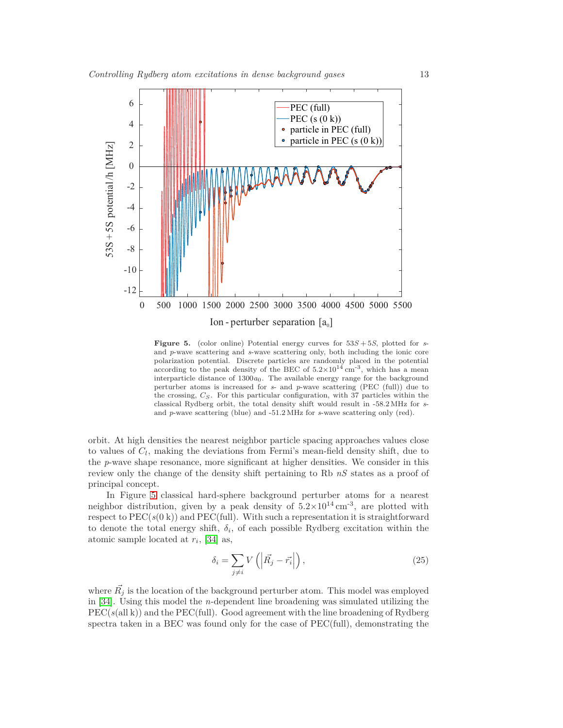**Figure 5.** (color online) Potential energy curves for $53S + 5S$, plotted for $s$- and $p$-wave scattering and $s$-wave scattering only, both including the ionic core polarization potential. Discrete particles are randomly placed in the potential according to the peak density of the BEC of $5.2{\times}10^{14}\,\mathrm{cm}^{-3}$, which has a mean interparticle distance of $1300a_0$. The available energy range for the background perturber atoms is increased for $s$- and $p$-wave scattering (PEC (full)) due to the crossing, $C_S$. For this particular configuration, with 37 particles within the classical Rydberg orbit, the total density shift would result in -58.2 MHz for $s$- and $p$-wave scattering (blue) and -51.2 MHz for $s$-wave scattering only (red).

orbit. At high densities the nearest neighbor particle spacing approaches values close to values of $C_l$, making the deviations from Fermi's mean-field density shift, due to the $p$-wave shape resonance, more significant at higher densities. We consider in this review only the change of the density shift pertaining to Rb $nS$ states as a proof of principal concept.

In Figure 5 classical hard-sphere background perturber atoms for a nearest neighbor distribution, given by a peak density of $5.2{\times}10^{14}\,\mathrm{cm}^{-3}$, are plotted with respect to PEC($s$(0 k)) and PEC(full). With such a representation it is straightforward to denote the total energy shift, $\delta_i$, of each possible Rydberg excitation within the atomic sample located at $r_i$, [34] as,

$$\delta_i = \sum_{j \neq i} V\left(\left|\vec{R_j} - \vec{r_i}\right|\right), \tag{25}$$

where $\vec{R_j}$ is the location of the background perturber atom. This model was employed in [34]. Using this model the $n$-dependent line broadening was simulated utilizing the PEC($s$(all k)) and the PEC(full). Good agreement with the line broadening of Rydberg spectra taken in a BEC was found only for the case of PEC(full), demonstrating the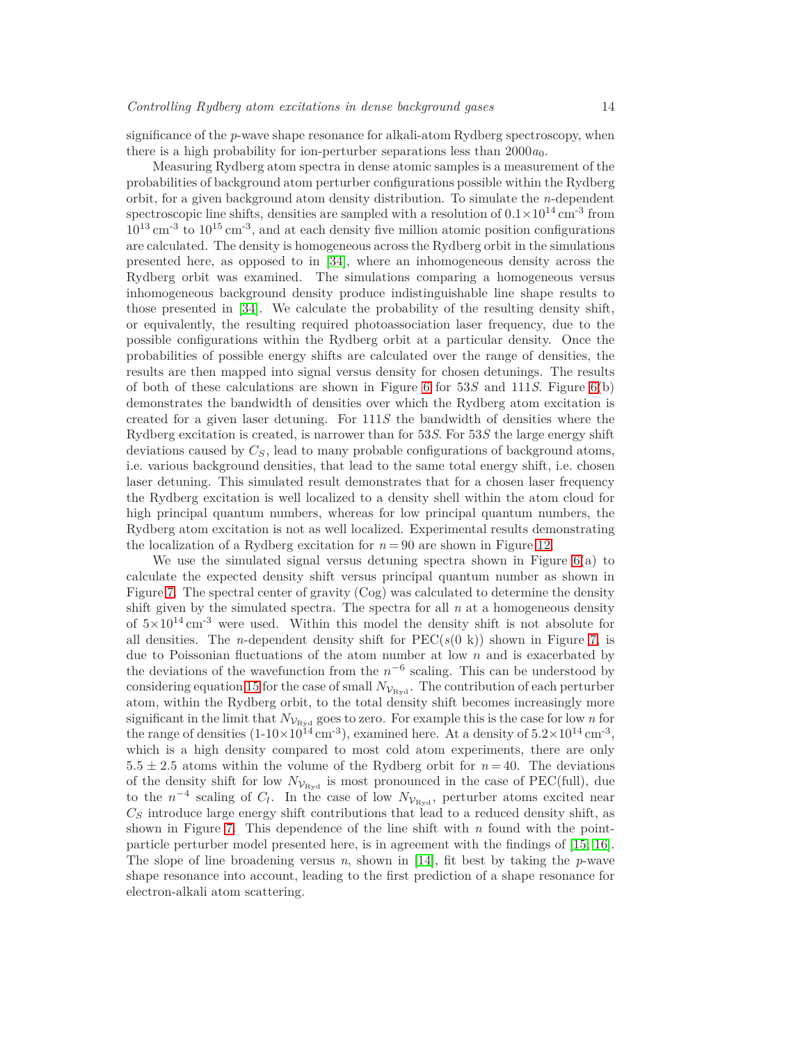significance of the $p$-wave shape resonance for alkali-atom Rydberg spectroscopy, when there is a high probability for ion-perturber separations less than $2000a_0$.

Measuring Rydberg atom spectra in dense atomic samples is a measurement of the probabilities of background atom perturber configurations possible within the Rydberg orbit, for a given background atom density distribution. To simulate the $n$-dependent spectroscopic line shifts, densities are sampled with a resolution of $0.1\times10^{14}\,\mathrm{cm}^{-3}$ from $10^{13}\,\mathrm{cm}^{-3}$ to $10^{15}\,\mathrm{cm}^{-3}$, and at each density five million atomic position configurations are calculated. The density is homogeneous across the Rydberg orbit in the simulations presented here, as opposed to in [34], where an inhomogeneous density across the Rydberg orbit was examined. The simulations comparing a homogeneous versus inhomogeneous background density produce indistinguishable line shape results to those presented in [34]. We calculate the probability of the resulting density shift, or equivalently, the resulting required photoassociation laser frequency, due to the possible configurations within the Rydberg orbit at a particular density. Once the probabilities of possible energy shifts are calculated over the range of densities, the results are then mapped into signal versus density for chosen detunings. The results of both of these calculations are shown in Figure 6 for $53S$ and $111S$. Figure 6(b) demonstrates the bandwidth of densities over which the Rydberg atom excitation is created for a given laser detuning. For $111S$ the bandwidth of densities where the Rydberg excitation is created, is narrower than for $53S$. For $53S$ the large energy shift deviations caused by $C_S$, lead to many probable configurations of background atoms, i.e. various background densities, that lead to the same total energy shift, i.e. chosen laser detuning. This simulated result demonstrates that for a chosen laser frequency the Rydberg excitation is well localized to a density shell within the atom cloud for high principal quantum numbers, whereas for low principal quantum numbers, the Rydberg atom excitation is not as well localized. Experimental results demonstrating the localization of a Rydberg excitation for $n=90$ are shown in Figure 12.

We use the simulated signal versus detuning spectra shown in Figure 6(a) to calculate the expected density shift versus principal quantum number as shown in Figure 7. The spectral center of gravity (Cog) was calculated to determine the density shift given by the simulated spectra. The spectra for all $n$ at a homogeneous density of $5\times10^{14}\,\mathrm{cm}^{-3}$ were used. Within this model the density shift is not absolute for all densities. The $n$-dependent density shift for PEC($s$(0 k)) shown in Figure 7, is due to Poissonian fluctuations of the atom number at low $n$ and is exacerbated by the deviations of the wavefunction from the $n^{-6}$ scaling. This can be understood by considering equation 15 for the case of small $N_{\mathcal{V}_{\mathrm{Ryd}}}$. The contribution of each perturber atom, within the Rydberg orbit, to the total density shift becomes increasingly more significant in the limit that $N_{\mathcal{V}_{\mathrm{Ryd}}}$ goes to zero. For example this is the case for low $n$ for the range of densities ($1$-$10\times10^{14}\,\mathrm{cm}^{-3}$), examined here. At a density of $5.2\times10^{14}\,\mathrm{cm}^{-3}$, which is a high density compared to most cold atom experiments, there are only $5.5\pm2.5$ atoms within the volume of the Rydberg orbit for $n=40$. The deviations of the density shift for low $N_{\mathcal{V}_{\mathrm{Ryd}}}$ is most pronounced in the case of PEC(full), due to the $n^{-4}$ scaling of $C_l$. In the case of low $N_{\mathcal{V}_{\mathrm{Ryd}}}$, perturber atoms excited near $C_S$ introduce large energy shift contributions that lead to a reduced density shift, as shown in Figure 7. This dependence of the line shift with $n$ found with the point-particle perturber model presented here, is in agreement with the findings of [15, 16]. The slope of line broadening versus $n$, shown in [14], fit best by taking the $p$-wave shape resonance into account, leading to the first prediction of a shape resonance for electron-alkali atom scattering.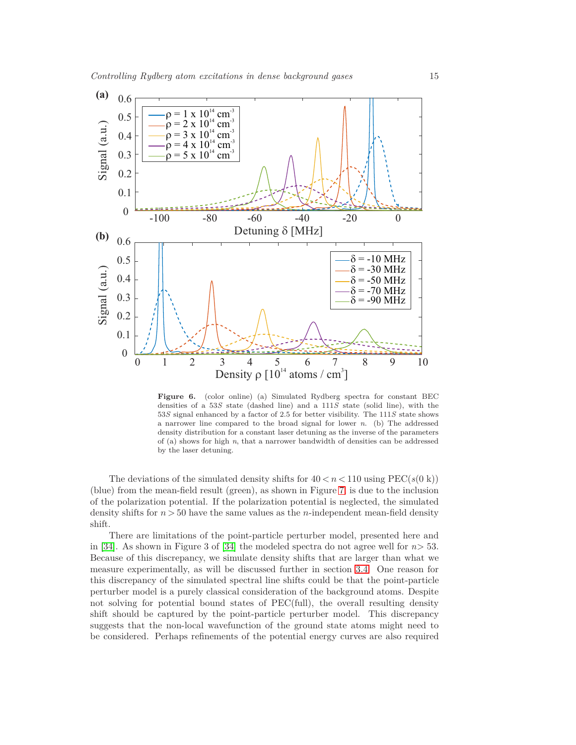**Figure 6.** (color online) (a) Simulated Rydberg spectra for constant BEC densities of a $53S$ state (dashed line) and a $111S$ state (solid line), with the $53S$ signal enhanced by a factor of 2.5 for better visibility. The $111S$ state shows a narrower line compared to the broad signal for lower $n$. (b) The addressed density distribution for a constant laser detuning as the inverse of the parameters of (a) shows for high $n$, that a narrower bandwidth of densities can be addressed by the laser detuning.

The deviations of the simulated density shifts for $40 < n < 110$ using PEC($s$(0 k)) (blue) from the mean-field result (green), as shown in Figure 7, is due to the inclusion of the polarization potential. If the polarization potential is neglected, the simulated density shifts for $n > 50$ have the same values as the $n$-independent mean-field density shift.

There are limitations of the point-particle perturber model, presented here and in [34]. As shown in Figure 3 of [34] the modeled spectra do not agree well for $n > 53$. Because of this discrepancy, we simulate density shifts that are larger than what we measure experimentally, as will be discussed further in section 3.4. One reason for this discrepancy of the simulated spectral line shifts could be that the point-particle perturber model is a purely classical consideration of the background atoms. Despite not solving for potential bound states of PEC(full), the overall resulting density shift should be captured by the point-particle perturber model. This discrepancy suggests that the non-local wavefunction of the ground state atoms might need to be considered. Perhaps refinements of the potential energy curves are also required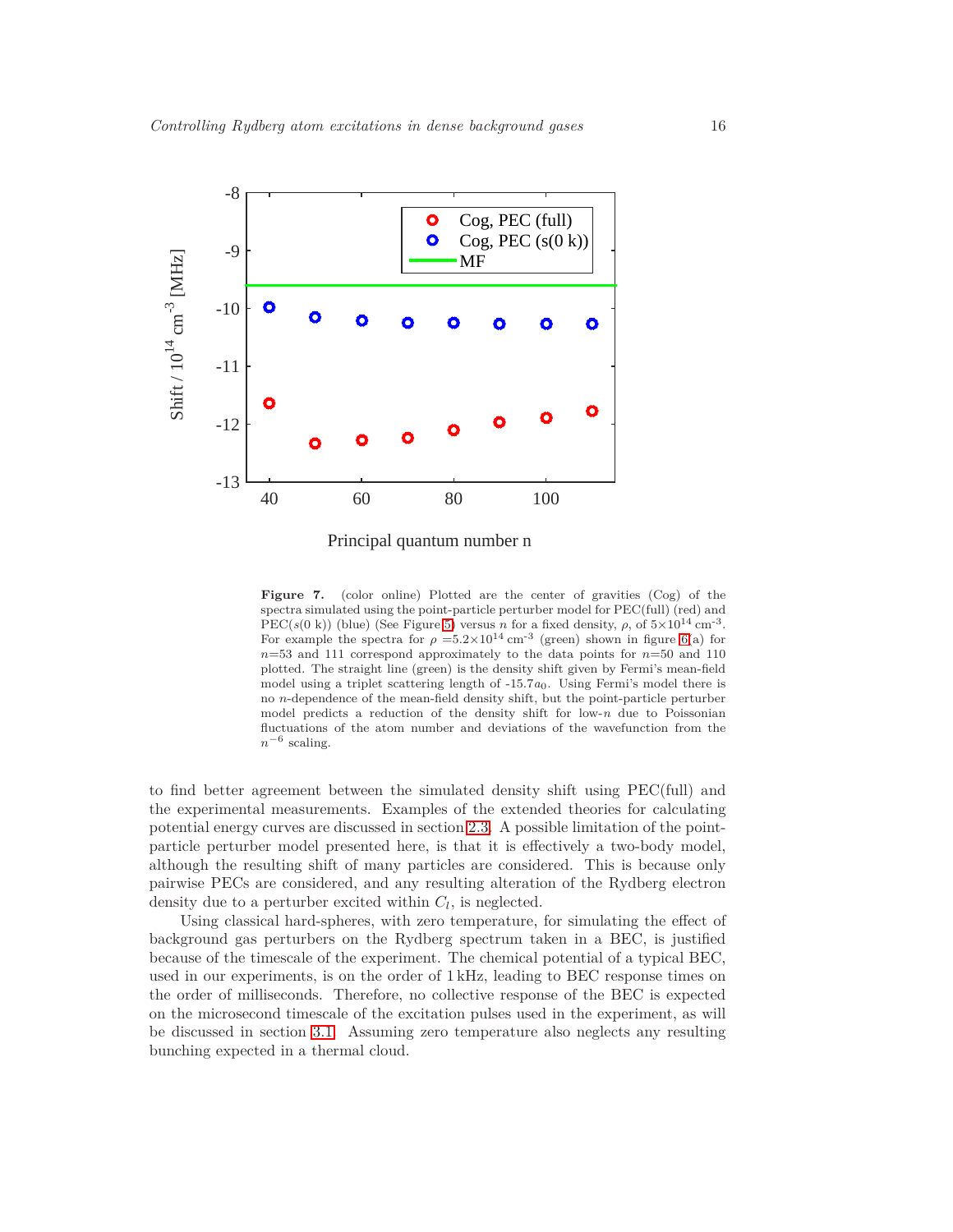**Figure 7.** (color online) Plotted are the center of gravities (Cog) of the spectra simulated using the point-particle perturber model for PEC(full) (red) and PEC($s$(0 k)) (blue) (See Figure 5) versus $n$ for a fixed density, $\rho$, of $5\times10^{14}$ cm$^{-3}$. For example the spectra for $\rho = 5.2\times10^{14}$ cm$^{-3}$ (green) shown in figure 6(a) for $n$=53 and 111 correspond approximately to the data points for $n$=50 and 110 plotted. The straight line (green) is the density shift given by Fermi's mean-field model using a triplet scattering length of -15.7$a_0$. Using Fermi's model there is no $n$-dependence of the mean-field density shift, but the point-particle perturber model predicts a reduction of the density shift for low-$n$ due to Poissonian fluctuations of the atom number and deviations of the wavefunction from the $n^{-6}$ scaling.

to find better agreement between the simulated density shift using PEC(full) and the experimental measurements. Examples of the extended theories for calculating potential energy curves are discussed in section 2.3. A possible limitation of the point-particle perturber model presented here, is that it is effectively a two-body model, although the resulting shift of many particles are considered. This is because only pairwise PECs are considered, and any resulting alteration of the Rydberg electron density due to a perturber excited within $C_l$, is neglected.

Using classical hard-spheres, with zero temperature, for simulating the effect of background gas perturbers on the Rydberg spectrum taken in a BEC, is justified because of the timescale of the experiment. The chemical potential of a typical BEC, used in our experiments, is on the order of 1 kHz, leading to BEC response times on the order of milliseconds. Therefore, no collective response of the BEC is expected on the microsecond timescale of the excitation pulses used in the experiment, as will be discussed in section 3.1. Assuming zero temperature also neglects any resulting bunching expected in a thermal cloud.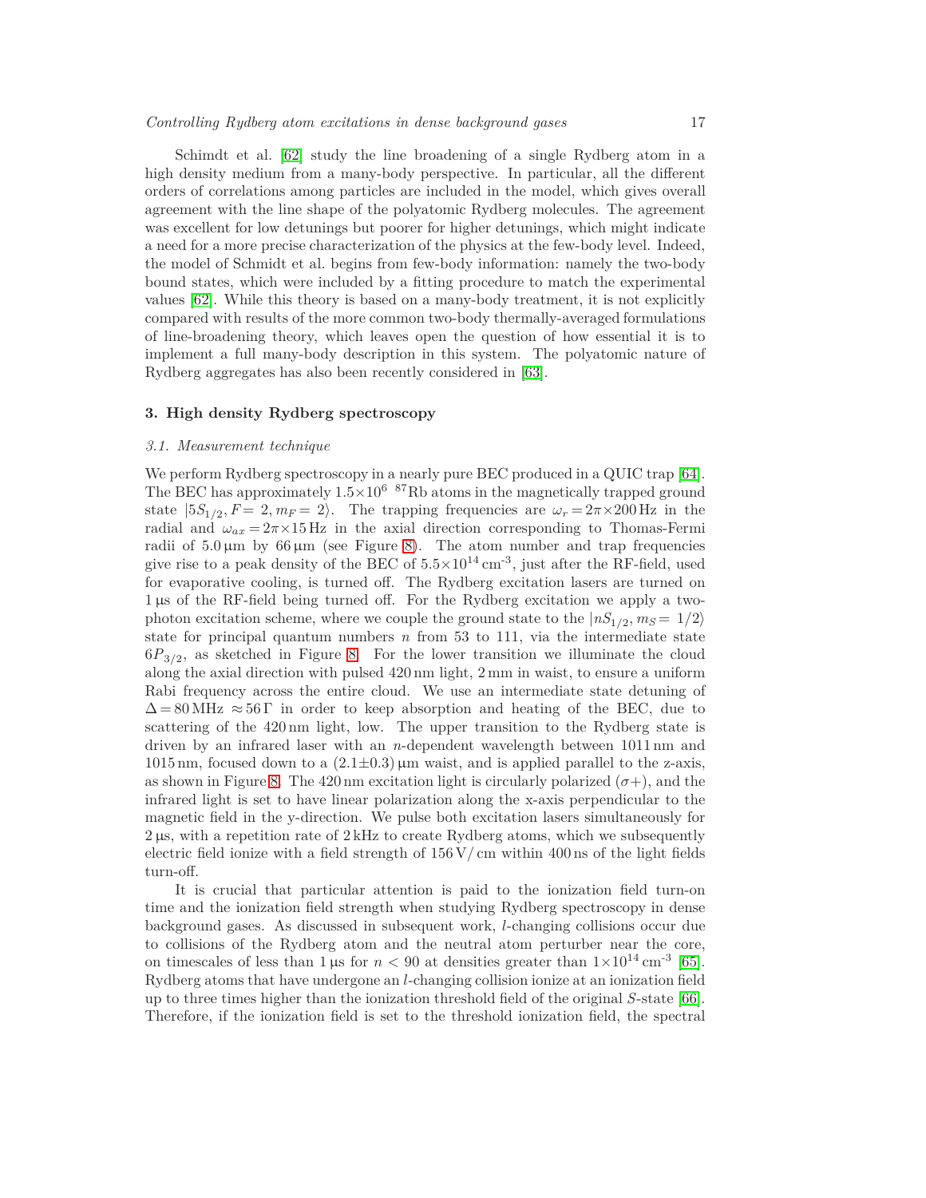Schimdt et al. [62] study the line broadening of a single Rydberg atom in a high density medium from a many-body perspective. In particular, all the different orders of correlations among particles are included in the model, which gives overall agreement with the line shape of the polyatomic Rydberg molecules. The agreement was excellent for low detunings but poorer for higher detunings, which might indicate a need for a more precise characterization of the physics at the few-body level. Indeed, the model of Schmidt et al. begins from few-body information: namely the two-body bound states, which were included by a fitting procedure to match the experimental values [62]. While this theory is based on a many-body treatment, it is not explicitly compared with results of the more common two-body thermally-averaged formulations of line-broadening theory, which leaves open the question of how essential it is to implement a full many-body description in this system. The polyatomic nature of Rydberg aggregates has also been recently considered in [63].

## 3. High density Rydberg spectroscopy

### 3.1. Measurement technique

We perform Rydberg spectroscopy in a nearly pure BEC produced in a QUIC trap [64]. The BEC has approximately $1.5\times10^{6}$ $^{87}$Rb atoms in the magnetically trapped ground state $|5S_{1/2}, F = 2, m_F = 2\rangle$. The trapping frequencies are $\omega_r = 2\pi\times200\,\text{Hz}$ in the radial and $\omega_{ax} = 2\pi\times15\,\text{Hz}$ in the axial direction corresponding to Thomas-Fermi radii of $5.0\,\mu\text{m}$ by $66\,\mu\text{m}$ (see Figure 8). The atom number and trap frequencies give rise to a peak density of the BEC of $5.5\times10^{14}\,\text{cm}^{-3}$, just after the RF-field, used for evaporative cooling, is turned off. The Rydberg excitation lasers are turned on $1\,\mu\text{s}$ of the RF-field being turned off. For the Rydberg excitation we apply a two-photon excitation scheme, where we couple the ground state to the $|nS_{1/2}, m_S = 1/2\rangle$ state for principal quantum numbers $n$ from 53 to 111, via the intermediate state $6P_{3/2}$, as sketched in Figure 8. For the lower transition we illuminate the cloud along the axial direction with pulsed 420 nm light, 2 mm in waist, to ensure a uniform Rabi frequency across the entire cloud. We use an intermediate state detuning of $\Delta = 80\,\text{MHz} \approx 56\,\Gamma$ in order to keep absorption and heating of the BEC, due to scattering of the 420 nm light, low. The upper transition to the Rydberg state is driven by an infrared laser with an $n$-dependent wavelength between 1011 nm and 1015 nm, focused down to a $(2.1\pm0.3)\,\mu\text{m}$ waist, and is applied parallel to the z-axis, as shown in Figure 8. The 420 nm excitation light is circularly polarized ($\sigma+$), and the infrared light is set to have linear polarization along the x-axis perpendicular to the magnetic field in the y-direction. We pulse both excitation lasers simultaneously for $2\,\mu\text{s}$, with a repetition rate of 2 kHz to create Rydberg atoms, which we subsequently electric field ionize with a field strength of 156 V/ cm within 400 ns of the light fields turn-off.

It is crucial that particular attention is paid to the ionization field turn-on time and the ionization field strength when studying Rydberg spectroscopy in dense background gases. As discussed in subsequent work, $l$-changing collisions occur due to collisions of the Rydberg atom and the neutral atom perturber near the core, on timescales of less than $1\,\mu\text{s}$ for $n < 90$ at densities greater than $1\times10^{14}\,\text{cm}^{-3}$ [65]. Rydberg atoms that have undergone an $l$-changing collision ionize at an ionization field up to three times higher than the ionization threshold field of the original $S$-state [66]. Therefore, if the ionization field is set to the threshold ionization field, the spectral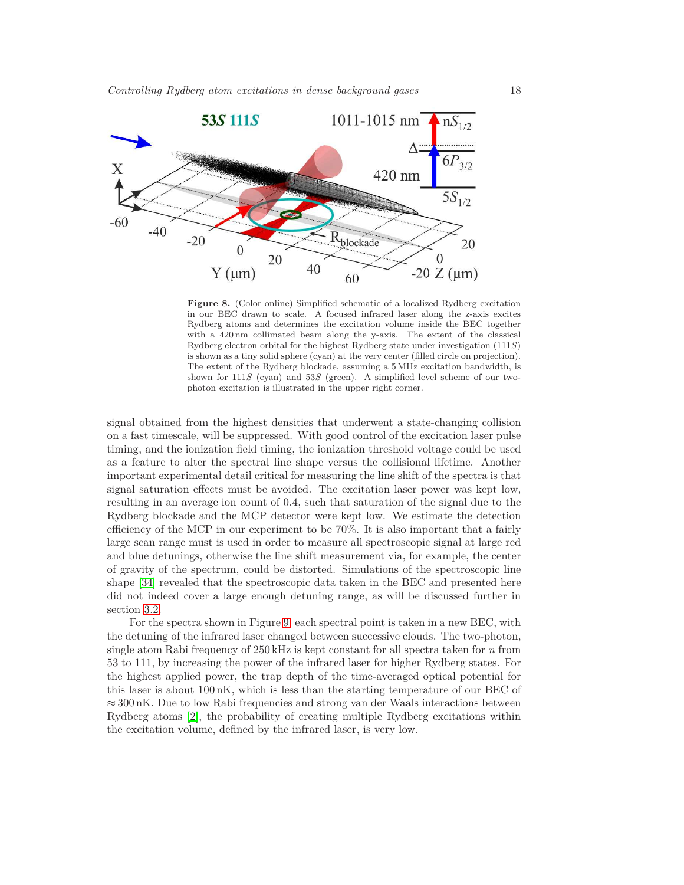**Figure 8.** (Color online) Simplified schematic of a localized Rydberg excitation in our BEC drawn to scale. A focused infrared laser along the z-axis excites Rydberg atoms and determines the excitation volume inside the BEC together with a 420 nm collimated beam along the y-axis. The extent of the classical Rydberg electron orbital for the highest Rydberg state under investigation (111$S$) is shown as a tiny solid sphere (cyan) at the very center (filled circle on projection). The extent of the Rydberg blockade, assuming a 5 MHz excitation bandwidth, is shown for 111$S$ (cyan) and 53$S$ (green). A simplified level scheme of our two-photon excitation is illustrated in the upper right corner.

signal obtained from the highest densities that underwent a state-changing collision on a fast timescale, will be suppressed. With good control of the excitation laser pulse timing, and the ionization field timing, the ionization threshold voltage could be used as a feature to alter the spectral line shape versus the collisional lifetime. Another important experimental detail critical for measuring the line shift of the spectra is that signal saturation effects must be avoided. The excitation laser power was kept low, resulting in an average ion count of 0.4, such that saturation of the signal due to the Rydberg blockade and the MCP detector were kept low. We estimate the detection efficiency of the MCP in our experiment to be 70%. It is also important that a fairly large scan range must is used in order to measure all spectroscopic signal at large red and blue detunings, otherwise the line shift measurement via, for example, the center of gravity of the spectrum, could be distorted. Simulations of the spectroscopic line shape [34] revealed that the spectroscopic data taken in the BEC and presented here did not indeed cover a large enough detuning range, as will be discussed further in section 3.2.

For the spectra shown in Figure 9, each spectral point is taken in a new BEC, with the detuning of the infrared laser changed between successive clouds. The two-photon, single atom Rabi frequency of 250 kHz is kept constant for all spectra taken for $n$ from 53 to 111, by increasing the power of the infrared laser for higher Rydberg states. For the highest applied power, the trap depth of the time-averaged optical potential for this laser is about 100 nK, which is less than the starting temperature of our BEC of $\approx$ 300 nK. Due to low Rabi frequencies and strong van der Waals interactions between Rydberg atoms [2], the probability of creating multiple Rydberg excitations within the excitation volume, defined by the infrared laser, is very low.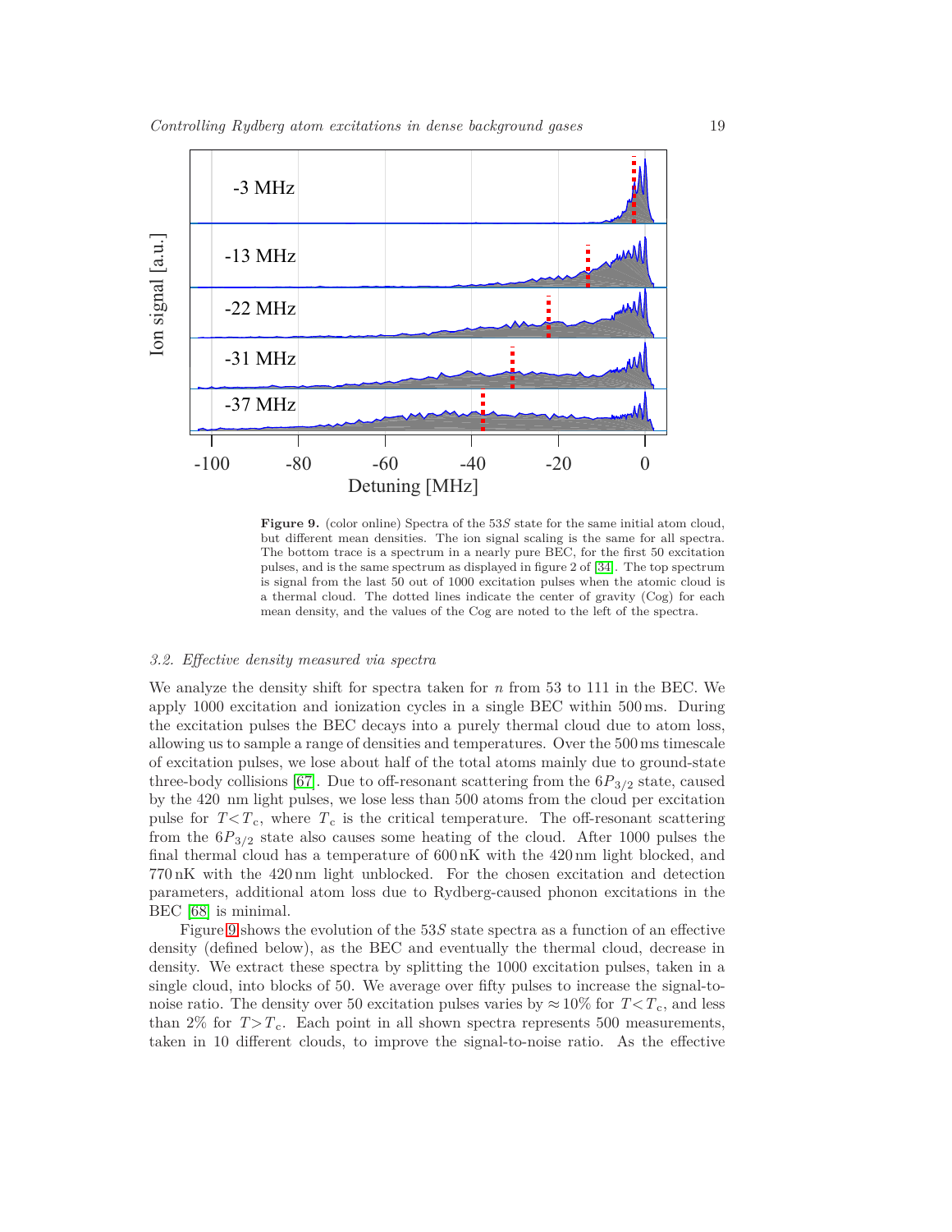**Figure 9.** (color online) Spectra of the $53S$ state for the same initial atom cloud, but different mean densities. The ion signal scaling is the same for all spectra. The bottom trace is a spectrum in a nearly pure BEC, for the first 50 excitation pulses, and is the same spectrum as displayed in figure 2 of [34]. The top spectrum is signal from the last 50 out of 1000 excitation pulses when the atomic cloud is a thermal cloud. The dotted lines indicate the center of gravity (Cog) for each mean density, and the values of the Cog are noted to the left of the spectra.

### *3.2. Effective density measured via spectra*

We analyze the density shift for spectra taken for $n$ from 53 to 111 in the BEC. We apply 1000 excitation and ionization cycles in a single BEC within 500 ms. During the excitation pulses the BEC decays into a purely thermal cloud due to atom loss, allowing us to sample a range of densities and temperatures. Over the 500 ms timescale of excitation pulses, we lose about half of the total atoms mainly due to ground-state three-body collisions [67]. Due to off-resonant scattering from the $6P_{3/2}$ state, caused by the 420 nm light pulses, we lose less than 500 atoms from the cloud per excitation pulse for $T<T_c$, where $T_c$ is the critical temperature. The off-resonant scattering from the $6P_{3/2}$ state also causes some heating of the cloud. After 1000 pulses the final thermal cloud has a temperature of 600 nK with the 420 nm light blocked, and 770 nK with the 420 nm light unblocked. For the chosen excitation and detection parameters, additional atom loss due to Rydberg-caused phonon excitations in the BEC [68] is minimal.

Figure 9 shows the evolution of the $53S$ state spectra as a function of an effective density (defined below), as the BEC and eventually the thermal cloud, decrease in density. We extract these spectra by splitting the 1000 excitation pulses, taken in a single cloud, into blocks of 50. We average over fifty pulses to increase the signal-to-noise ratio. The density over 50 excitation pulses varies by $\approx 10\%$ for $T<T_c$, and less than 2% for $T>T_c$. Each point in all shown spectra represents 500 measurements, taken in 10 different clouds, to improve the signal-to-noise ratio. As the effective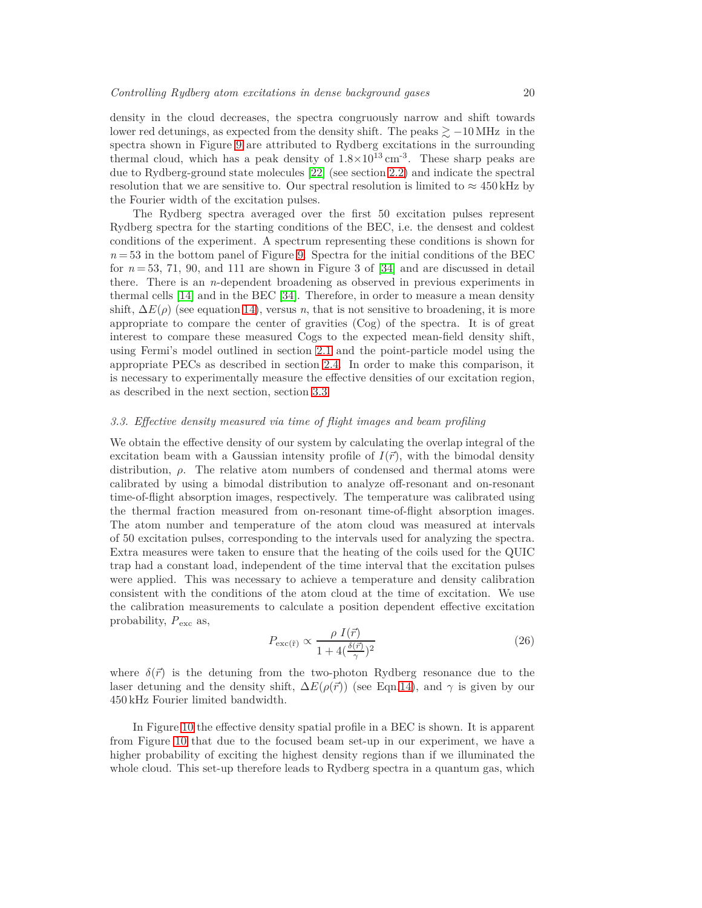density in the cloud decreases, the spectra congruously narrow and shift towards lower red detunings, as expected from the density shift. The peaks $\gtrsim -10\,\mathrm{MHz}$ in the spectra shown in Figure 9 are attributed to Rydberg excitations in the surrounding thermal cloud, which has a peak density of $1.8\times10^{13}\,\mathrm{cm}^{-3}$. These sharp peaks are due to Rydberg-ground state molecules [22] (see section 2.2) and indicate the spectral resolution that we are sensitive to. Our spectral resolution is limited to $\approx 450\,\mathrm{kHz}$ by the Fourier width of the excitation pulses.

The Rydberg spectra averaged over the first 50 excitation pulses represent Rydberg spectra for the starting conditions of the BEC, i.e. the densest and coldest conditions of the experiment. A spectrum representing these conditions is shown for $n = 53$ in the bottom panel of Figure 9. Spectra for the initial conditions of the BEC for $n = 53$, 71, 90, and 111 are shown in Figure 3 of [34] and are discussed in detail there. There is an $n$-dependent broadening as observed in previous experiments in thermal cells [14] and in the BEC [34]. Therefore, in order to measure a mean density shift, $\Delta E(\rho)$ (see equation 14), versus $n$, that is not sensitive to broadening, it is more appropriate to compare the center of gravities (Cog) of the spectra. It is of great interest to compare these measured Cogs to the expected mean-field density shift, using Fermi's model outlined in section 2.1 and the point-particle model using the appropriate PECs as described in section 2.4. In order to make this comparison, it is necessary to experimentally measure the effective densities of our excitation region, as described in the next section, section 3.3.

### *3.3. Effective density measured via time of flight images and beam profiling*

We obtain the effective density of our system by calculating the overlap integral of the excitation beam with a Gaussian intensity profile of $I(\vec{r})$, with the bimodal density distribution, $\rho$. The relative atom numbers of condensed and thermal atoms were calibrated by using a bimodal distribution to analyze off-resonant and on-resonant time-of-flight absorption images, respectively. The temperature was calibrated using the thermal fraction measured from on-resonant time-of-flight absorption images. The atom number and temperature of the atom cloud was measured at intervals of 50 excitation pulses, corresponding to the intervals used for analyzing the spectra. Extra measures were taken to ensure that the heating of the coils used for the QUIC trap had a constant load, independent of the time interval that the excitation pulses were applied. This was necessary to achieve a temperature and density calibration consistent with the conditions of the atom cloud at the time of excitation. We use the calibration measurements to calculate a position dependent effective excitation probability, $P_{\mathrm{exc}}$ as,

$$P_{\mathrm{exc}(\vec{r})} \propto \frac{\rho\, I(\vec{r})}{1 + 4(\frac{\delta(\vec{r})}{\gamma})^2} \tag{26}$$

where $\delta(\vec{r})$ is the detuning from the two-photon Rydberg resonance due to the laser detuning and the density shift, $\Delta E(\rho(\vec{r}))$ (see Eqn.14), and $\gamma$ is given by our 450 kHz Fourier limited bandwidth.

In Figure 10 the effective density spatial profile in a BEC is shown. It is apparent from Figure 10 that due to the focused beam set-up in our experiment, we have a higher probability of exciting the highest density regions than if we illuminated the whole cloud. This set-up therefore leads to Rydberg spectra in a quantum gas, which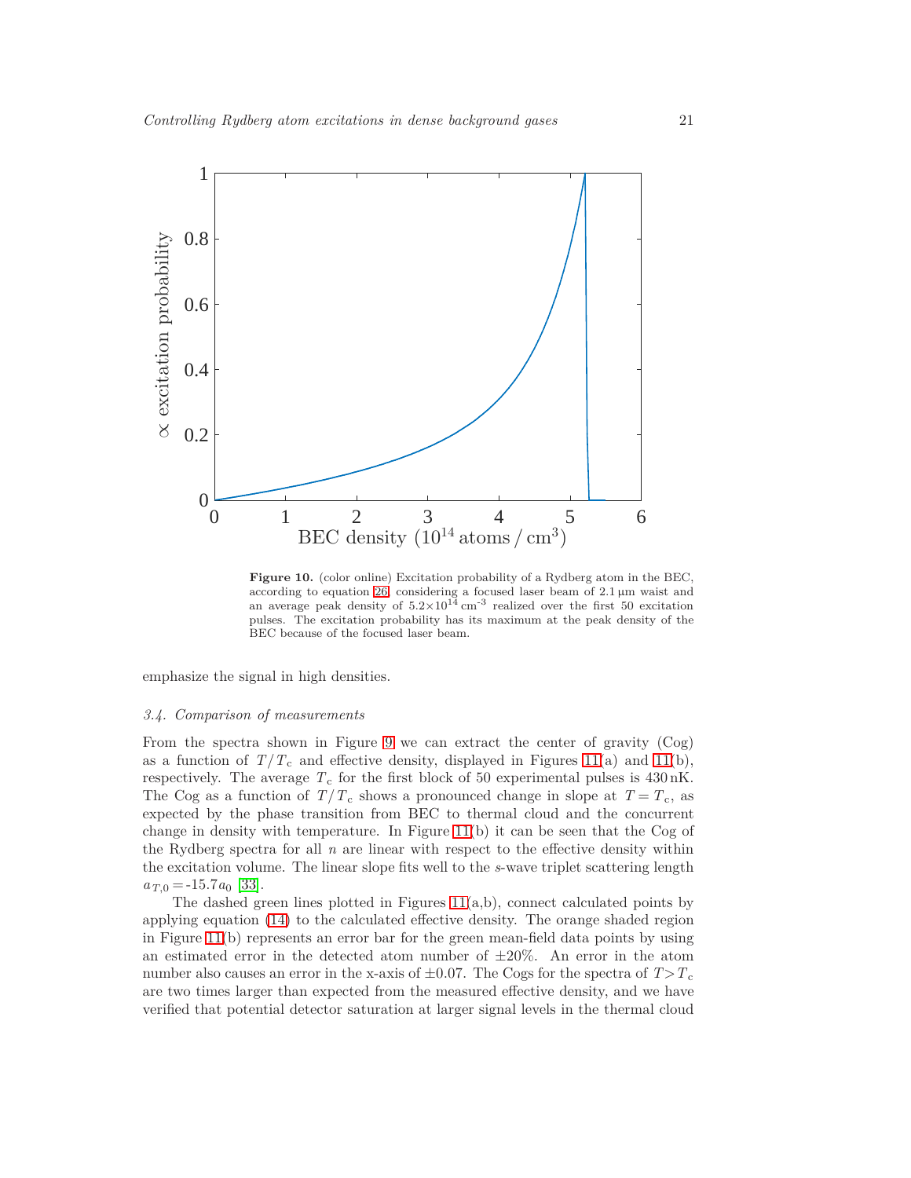**Figure 10.** (color online) Excitation probability of a Rydberg atom in the BEC, according to equation 26, considering a focused laser beam of 2.1 µm waist and an average peak density of $5.2\times10^{14}$ cm$^{-3}$ realized over the first 50 excitation pulses. The excitation probability has its maximum at the peak density of the BEC because of the focused laser beam.

emphasize the signal in high densities.

### 3.4. Comparison of measurements

From the spectra shown in Figure 9 we can extract the center of gravity (Cog) as a function of $T/T_\mathrm{c}$ and effective density, displayed in Figures 11(a) and 11(b), respectively. The average $T_\mathrm{c}$ for the first block of 50 experimental pulses is 430 nK. The Cog as a function of $T/T_\mathrm{c}$ shows a pronounced change in slope at $T = T_\mathrm{c}$, as expected by the phase transition from BEC to thermal cloud and the concurrent change in density with temperature. In Figure 11(b) it can be seen that the Cog of the Rydberg spectra for all $n$ are linear with respect to the effective density within the excitation volume. The linear slope fits well to the $s$-wave triplet scattering length $a_{T,0} = $-15.7$a_0$ [33].

The dashed green lines plotted in Figures 11(a,b), connect calculated points by applying equation (14) to the calculated effective density. The orange shaded region in Figure 11(b) represents an error bar for the green mean-field data points by using an estimated error in the detected atom number of ±20%. An error in the atom number also causes an error in the x-axis of ±0.07. The Cogs for the spectra of $T > T_\mathrm{c}$ are two times larger than expected from the measured effective density, and we have verified that potential detector saturation at larger signal levels in the thermal cloud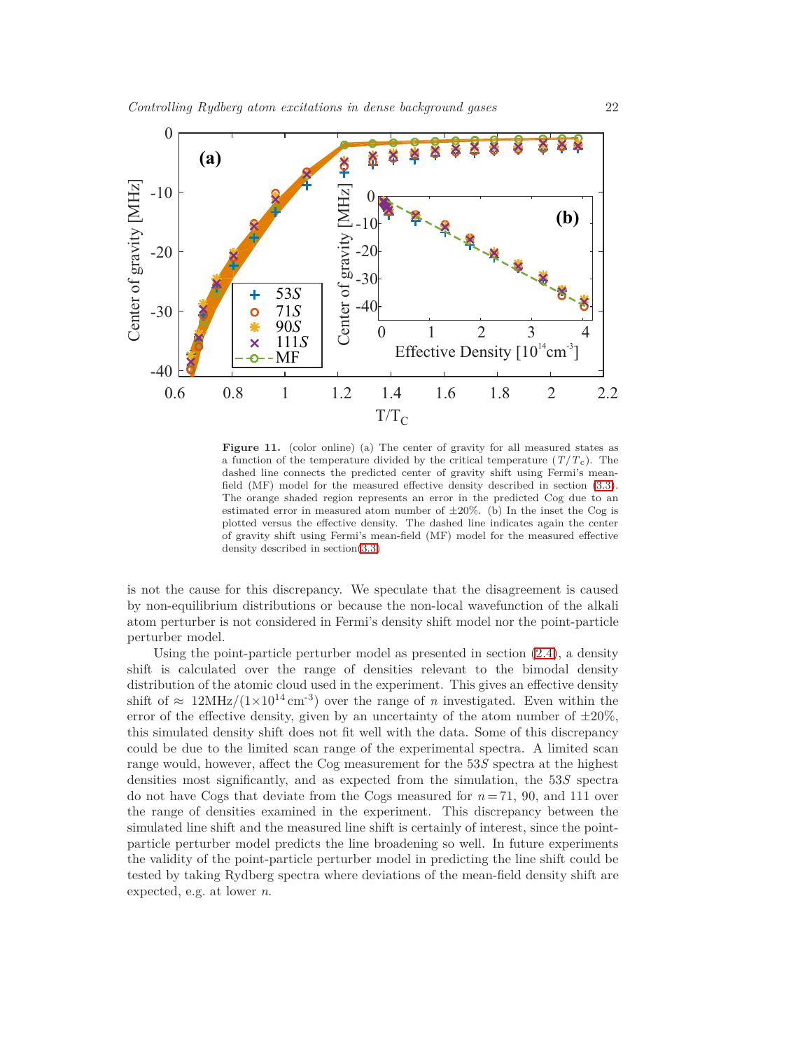**Figure 11.** (color online) (a) The center of gravity for all measured states as a function of the temperature divided by the critical temperature ($T/T_c$). The dashed line connects the predicted center of gravity shift using Fermi's mean-field (MF) model for the measured effective density described in section (3.3). The orange shaded region represents an error in the predicted Cog due to an estimated error in measured atom number of ±20%. (b) In the inset the Cog is plotted versus the effective density. The dashed line indicates again the center of gravity shift using Fermi's mean-field (MF) model for the measured effective density described in section(3.3)

is not the cause for this discrepancy. We speculate that the disagreement is caused by non-equilibrium distributions or because the non-local wavefunction of the alkali atom perturber is not considered in Fermi's density shift model nor the point-particle perturber model.

Using the point-particle perturber model as presented in section (2.4), a density shift is calculated over the range of densities relevant to the bimodal density distribution of the atomic cloud used in the experiment. This gives an effective density shift of $\approx$ 12MHz/($1{\times}10^{14}\,\mathrm{cm}^{-3}$) over the range of $n$ investigated. Even within the error of the effective density, given by an uncertainty of the atom number of ±20%, this simulated density shift does not fit well with the data. Some of this discrepancy could be due to the limited scan range of the experimental spectra. A limited scan range would, however, affect the Cog measurement for the 53$S$ spectra at the highest densities most significantly, and as expected from the simulation, the 53$S$ spectra do not have Cogs that deviate from the Cogs measured for $n = 71$, 90, and 111 over the range of densities examined in the experiment. This discrepancy between the simulated line shift and the measured line shift is certainly of interest, since the point-particle perturber model predicts the line broadening so well. In future experiments the validity of the point-particle perturber model in predicting the line shift could be tested by taking Rydberg spectra where deviations of the mean-field density shift are expected, e.g. at lower $n$.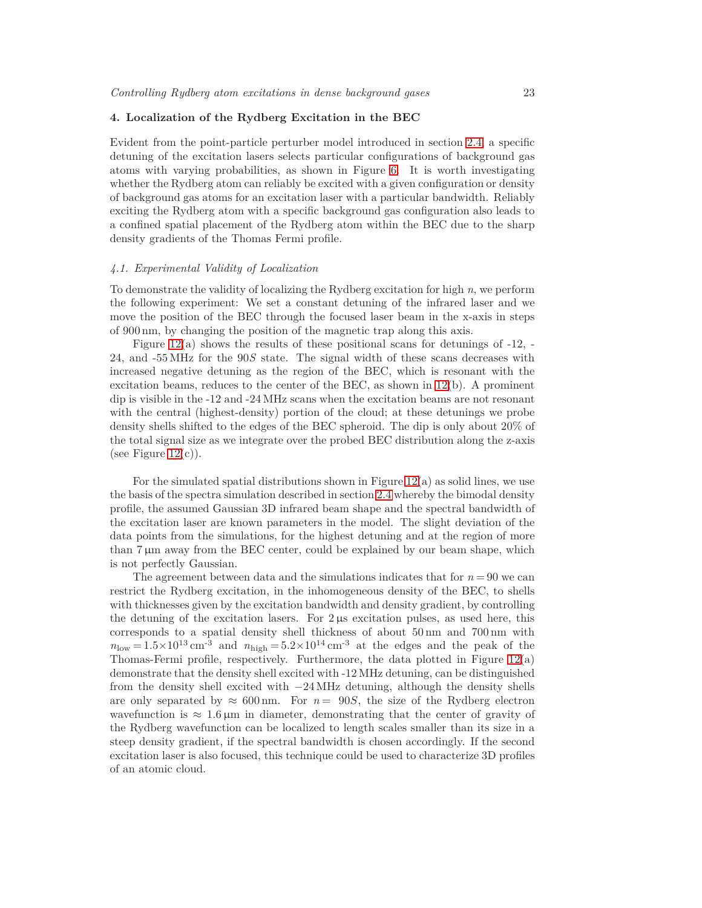## 4. Localization of the Rydberg Excitation in the BEC

Evident from the point-particle perturber model introduced in section 2.4, a specific detuning of the excitation lasers selects particular configurations of background gas atoms with varying probabilities, as shown in Figure 6. It is worth investigating whether the Rydberg atom can reliably be excited with a given configuration or density of background gas atoms for an excitation laser with a particular bandwidth. Reliably exciting the Rydberg atom with a specific background gas configuration also leads to a confined spatial placement of the Rydberg atom within the BEC due to the sharp density gradients of the Thomas Fermi profile.

### *4.1. Experimental Validity of Localization*

To demonstrate the validity of localizing the Rydberg excitation for high $n$, we perform the following experiment: We set a constant detuning of the infrared laser and we move the position of the BEC through the focused laser beam in the x-axis in steps of 900 nm, by changing the position of the magnetic trap along this axis.

Figure 12(a) shows the results of these positional scans for detunings of -12, -24, and -55 MHz for the $90S$ state. The signal width of these scans decreases with increased negative detuning as the region of the BEC, which is resonant with the excitation beams, reduces to the center of the BEC, as shown in 12(b). A prominent dip is visible in the -12 and -24 MHz scans when the excitation beams are not resonant with the central (highest-density) portion of the cloud; at these detunings we probe density shells shifted to the edges of the BEC spheroid. The dip is only about 20% of the total signal size as we integrate over the probed BEC distribution along the z-axis (see Figure 12(c)).

For the simulated spatial distributions shown in Figure 12(a) as solid lines, we use the basis of the spectra simulation described in section 2.4 whereby the bimodal density profile, the assumed Gaussian 3D infrared beam shape and the spectral bandwidth of the excitation laser are known parameters in the model. The slight deviation of the data points from the simulations, for the highest detuning and at the region of more than 7 µm away from the BEC center, could be explained by our beam shape, which is not perfectly Gaussian.

The agreement between data and the simulations indicates that for $n = 90$ we can restrict the Rydberg excitation, in the inhomogeneous density of the BEC, to shells with thicknesses given by the excitation bandwidth and density gradient, by controlling the detuning of the excitation lasers. For 2 µs excitation pulses, as used here, this corresponds to a spatial density shell thickness of about 50 nm and 700 nm with $n_{\text{low}} = 1.5\times10^{13}\,\text{cm}^{-3}$ and $n_{\text{high}} = 5.2\times10^{14}\,\text{cm}^{-3}$ at the edges and the peak of the Thomas-Fermi profile, respectively. Furthermore, the data plotted in Figure 12(a) demonstrate that the density shell excited with -12 MHz detuning, can be distinguished from the density shell excited with $-24$ MHz detuning, although the density shells are only separated by $\approx$ 600 nm. For $n = 90S$, the size of the Rydberg electron wavefunction is $\approx$ 1.6 µm in diameter, demonstrating that the center of gravity of the Rydberg wavefunction can be localized to length scales smaller than its size in a steep density gradient, if the spectral bandwidth is chosen accordingly. If the second excitation laser is also focused, this technique could be used to characterize 3D profiles of an atomic cloud.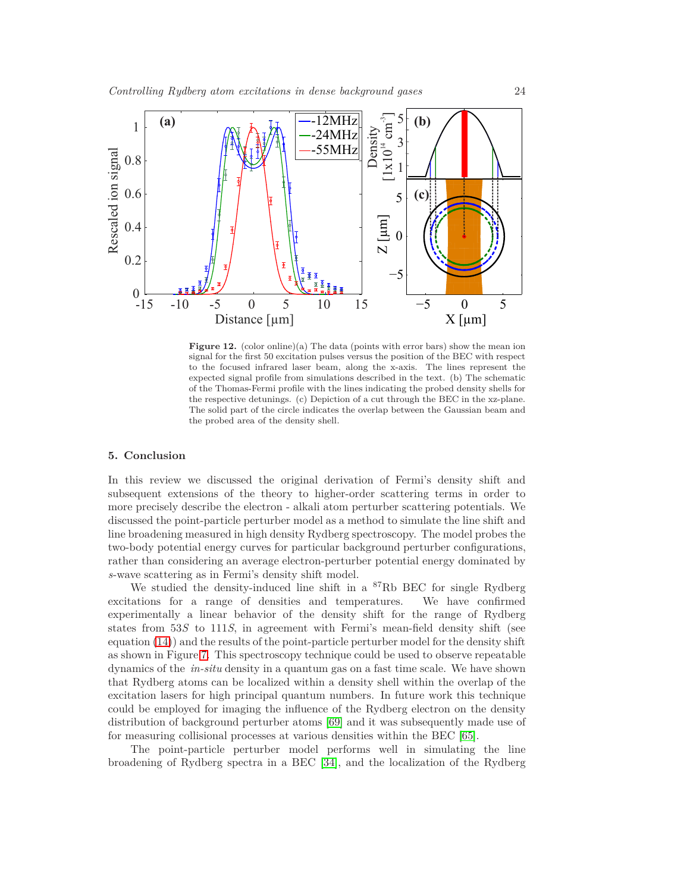**Figure 12.** (color online)(a) The data (points with error bars) show the mean ion signal for the first 50 excitation pulses versus the position of the BEC with respect to the focused infrared laser beam, along the x-axis. The lines represent the expected signal profile from simulations described in the text. (b) The schematic of the Thomas-Fermi profile with the lines indicating the probed density shells for the respective detunings. (c) Depiction of a cut through the BEC in the xz-plane. The solid part of the circle indicates the overlap between the Gaussian beam and the probed area of the density shell.

## 5. Conclusion

In this review we discussed the original derivation of Fermi's density shift and subsequent extensions of the theory to higher-order scattering terms in order to more precisely describe the electron - alkali atom perturber scattering potentials. We discussed the point-particle perturber model as a method to simulate the line shift and line broadening measured in high density Rydberg spectroscopy. The model probes the two-body potential energy curves for particular background perturber configurations, rather than considering an average electron-perturber potential energy dominated by $s$-wave scattering as in Fermi's density shift model.

We studied the density-induced line shift in a $^{87}$Rb BEC for single Rydberg excitations for a range of densities and temperatures. We have confirmed experimentally a linear behavior of the density shift for the range of Rydberg states from $53S$ to $111S$, in agreement with Fermi's mean-field density shift (see equation (14)) and the results of the point-particle perturber model for the density shift as shown in Figure 7. This spectroscopy technique could be used to observe repeatable dynamics of the *in-situ* density in a quantum gas on a fast time scale. We have shown that Rydberg atoms can be localized within a density shell within the overlap of the excitation lasers for high principal quantum numbers. In future work this technique could be employed for imaging the influence of the Rydberg electron on the density distribution of background perturber atoms [69] and it was subsequently made use of for measuring collisional processes at various densities within the BEC [65].

The point-particle perturber model performs well in simulating the line broadening of Rydberg spectra in a BEC [34], and the localization of the Rydberg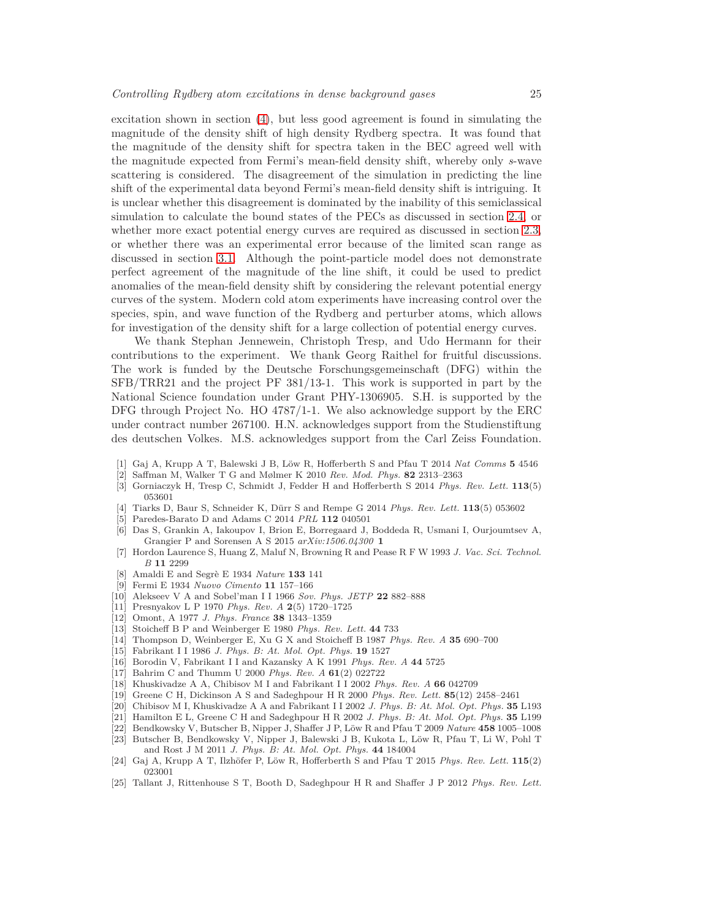excitation shown in section (4), but less good agreement is found in simulating the magnitude of the density shift of high density Rydberg spectra. It was found that the magnitude of the density shift for spectra taken in the BEC agreed well with the magnitude expected from Fermi's mean-field density shift, whereby only *s*-wave scattering is considered. The disagreement of the simulation in predicting the line shift of the experimental data beyond Fermi's mean-field density shift is intriguing. It is unclear whether this disagreement is dominated by the inability of this semiclassical simulation to calculate the bound states of the PECs as discussed in section 2.4, or whether more exact potential energy curves are required as discussed in section 2.3, or whether there was an experimental error because of the limited scan range as discussed in section 3.1. Although the point-particle model does not demonstrate perfect agreement of the magnitude of the line shift, it could be used to predict anomalies of the mean-field density shift by considering the relevant potential energy curves of the system. Modern cold atom experiments have increasing control over the species, spin, and wave function of the Rydberg and perturber atoms, which allows for investigation of the density shift for a large collection of potential energy curves.

We thank Stephan Jennewein, Christoph Tresp, and Udo Hermann for their contributions to the experiment. We thank Georg Raithel for fruitful discussions. The work is funded by the Deutsche Forschungsgemeinschaft (DFG) within the SFB/TRR21 and the project PF 381/13-1. This work is supported in part by the National Science foundation under Grant PHY-1306905. S.H. is supported by the DFG through Project No. HO 4787/1-1. We also acknowledge support by the ERC under contract number 267100. H.N. acknowledges support from the Studienstiftung des deutschen Volkes. M.S. acknowledges support from the Carl Zeiss Foundation.

[1] Gaj A, Krupp A T, Balewski J B, Löw R, Hofferberth S and Pfau T 2014 *Nat Comms* **5** 4546
[2] Saffman M, Walker T G and Mølmer K 2010 *Rev. Mod. Phys.* **82** 2313–2363
[3] Gorniaczyk H, Tresp C, Schmidt J, Fedder H and Hofferberth S 2014 *Phys. Rev. Lett.* **113**(5) 053601
[4] Tiarks D, Baur S, Schneider K, Dürr S and Rempe G 2014 *Phys. Rev. Lett.* **113**(5) 053602
[5] Paredes-Barato D and Adams C 2014 *PRL* **112** 040501
[6] Das S, Grankin A, Iakoupov I, Brion E, Borregaard J, Boddeda R, Usmani I, Ourjoumtsev A, Grangier P and Sorensen A S 2015 *arXiv:1506.04300* **1**
[7] Hordon Laurence S, Huang Z, Maluf N, Browning R and Pease R F W 1993 *J. Vac. Sci. Technol. B* **11** 2299
[8] Amaldi E and Segrè E 1934 *Nature* **133** 141
[9] Fermi E 1934 *Nuovo Cimento* **11** 157–166
[10] Alekseev V A and Sobel'man I I 1966 *Sov. Phys. JETP* **22** 882–888
[11] Presnyakov L P 1970 *Phys. Rev. A* **2**(5) 1720–1725
[12] Omont, A 1977 *J. Phys. France* **38** 1343–1359
[13] Stoicheff B P and Weinberger E 1980 *Phys. Rev. Lett.* **44** 733
[14] Thompson D, Weinberger E, Xu G X and Stoicheff B 1987 *Phys. Rev. A* **35** 690–700
[15] Fabrikant I I 1986 *J. Phys. B: At. Mol. Opt. Phys.* **19** 1527
[16] Borodin V, Fabrikant I I and Kazansky A K 1991 *Phys. Rev. A* **44** 5725
[17] Bahrim C and Thumm U 2000 *Phys. Rev. A* **61**(2) 022722
[18] Khuskivadze A A, Chibisov M I and Fabrikant I I 2002 *Phys. Rev. A* **66** 042709
[19] Greene C H, Dickinson A S and Sadeghpour H R 2000 *Phys. Rev. Lett.* **85**(12) 2458–2461
[20] Chibisov M I, Khuskivadze A A and Fabrikant I I 2002 *J. Phys. B: At. Mol. Opt. Phys.* **35** L193
[21] Hamilton E L, Greene C H and Sadeghpour H R 2002 *J. Phys. B: At. Mol. Opt. Phys.* **35** L199
[22] Bendkowsky V, Butscher B, Nipper J, Shaffer J P, Löw R and Pfau T 2009 *Nature* **458** 1005–1008
[23] Butscher B, Bendkowsky V, Nipper J, Balewski J B, Kukota L, Löw R, Pfau T, Li W, Pohl T and Rost J M 2011 *J. Phys. B: At. Mol. Opt. Phys.* **44** 184004
[24] Gaj A, Krupp A T, Ilzhöfer P, Löw R, Hofferberth S and Pfau T 2015 *Phys. Rev. Lett.* **115**(2) 023001
[25] Tallant J, Rittenhouse S T, Booth D, Sadeghpour H R and Shaffer J P 2012 *Phys. Rev. Lett.*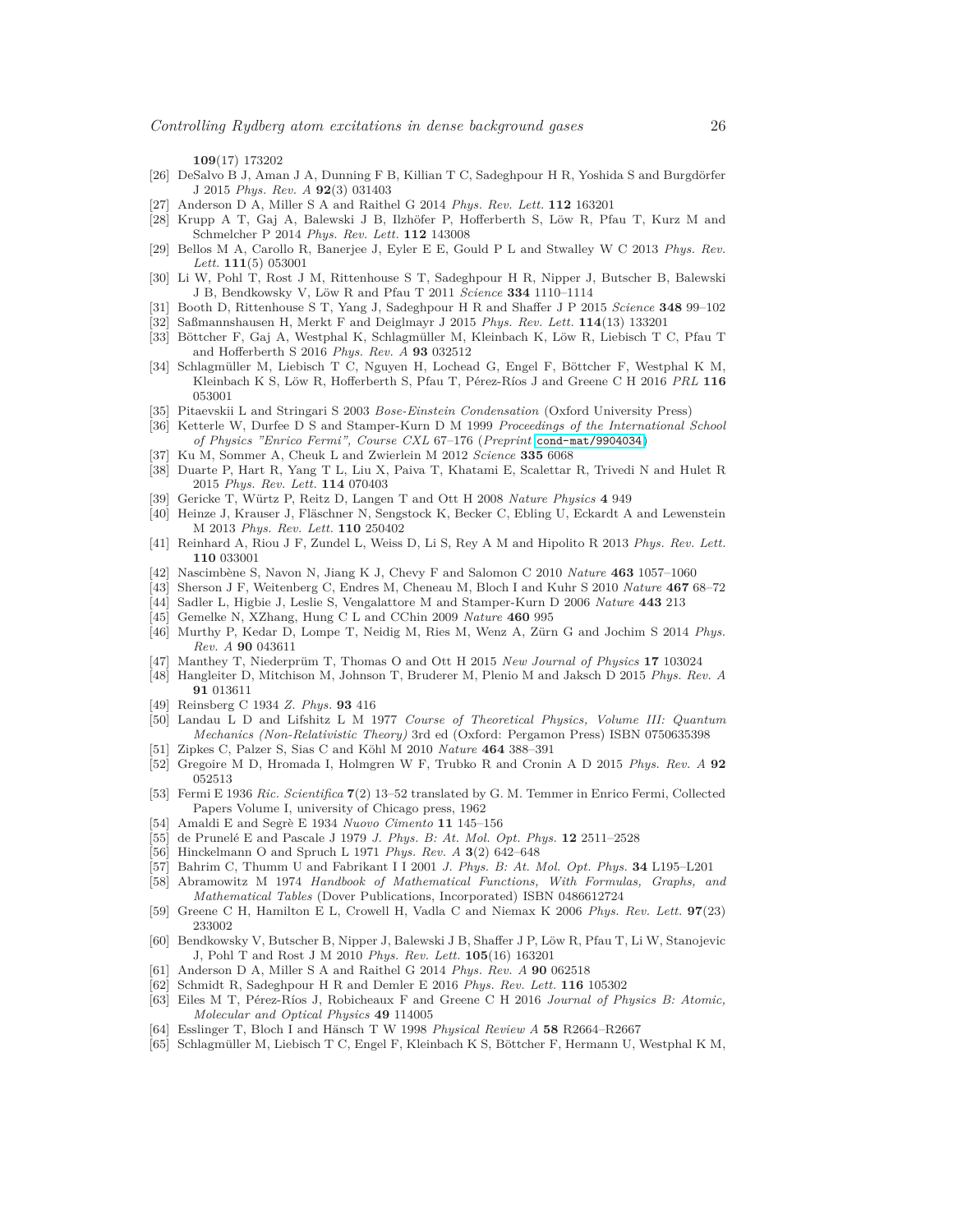**109**(17) 173202

[26] DeSalvo B J, Aman J A, Dunning F B, Killian T C, Sadeghpour H R, Yoshida S and Burgdörfer J 2015 *Phys. Rev. A* **92**(3) 031403

[27] Anderson D A, Miller S A and Raithel G 2014 *Phys. Rev. Lett.* **112** 163201

[28] Krupp A T, Gaj A, Balewski J B, Ilzhöfer P, Hofferberth S, Löw R, Pfau T, Kurz M and Schmelcher P 2014 *Phys. Rev. Lett.* **112** 143008

[29] Bellos M A, Carollo R, Banerjee J, Eyler E E, Gould P L and Stwalley W C 2013 *Phys. Rev. Lett.* **111**(5) 053001

[30] Li W, Pohl T, Rost J M, Rittenhouse S T, Sadeghpour H R, Nipper J, Butscher B, Balewski J B, Bendkowsky V, Löw R and Pfau T 2011 *Science* **334** 1110–1114

[31] Booth D, Rittenhouse S T, Yang J, Sadeghpour H R and Shaffer J P 2015 *Science* **348** 99–102

[32] Saßmannshausen H, Merkt F and Deiglmayr J 2015 *Phys. Rev. Lett.* **114**(13) 133201

[33] Böttcher F, Gaj A, Westphal K, Schlagmüller M, Kleinbach K, Löw R, Liebisch T C, Pfau T and Hofferberth S 2016 *Phys. Rev. A* **93** 032512

[34] Schlagmüller M, Liebisch T C, Nguyen H, Lochead G, Engel F, Böttcher F, Westphal K M, Kleinbach K S, Löw R, Hofferberth S, Pfau T, Pérez-Ríos J and Greene C H 2016 *PRL* **116** 053001

[35] Pitaevskii L and Stringari S 2003 *Bose-Einstein Condensation* (Oxford University Press)

[36] Ketterle W, Durfee D S and Stamper-Kurn D M 1999 *Proceedings of the International School of Physics "Enrico Fermi", Course CXL* 67–176 (*Preprint* cond-mat/9904034)

[37] Ku M, Sommer A, Cheuk L and Zwierlein M 2012 *Science* **335** 6068

[38] Duarte P, Hart R, Yang T L, Liu X, Paiva T, Khatami E, Scalettar R, Trivedi N and Hulet R 2015 *Phys. Rev. Lett.* **114** 070403

[39] Gericke T, Würtz P, Reitz D, Langen T and Ott H 2008 *Nature Physics* **4** 949

[40] Heinze J, Krauser J, Fläschner N, Sengstock K, Becker C, Ebling U, Eckardt A and Lewenstein M 2013 *Phys. Rev. Lett.* **110** 250402

[41] Reinhard A, Riou J F, Zundel L, Weiss D, Li S, Rey A M and Hipolito R 2013 *Phys. Rev. Lett.* **110** 033001

[42] Nascimbène S, Navon N, Jiang K J, Chevy F and Salomon C 2010 *Nature* **463** 1057–1060

[43] Sherson J F, Weitenberg C, Endres M, Cheneau M, Bloch I and Kuhr S 2010 *Nature* **467** 68–72

[44] Sadler L, Higbie J, Leslie S, Vengalattore M and Stamper-Kurn D 2006 *Nature* **443** 213

[45] Gemelke N, XZhang, Hung C L and CChin 2009 *Nature* **460** 995

[46] Murthy P, Kedar D, Lompe T, Neidig M, Ries M, Wenz A, Zürn G and Jochim S 2014 *Phys. Rev. A* **90** 043611

[47] Manthey T, Niederprüm T, Thomas O and Ott H 2015 *New Journal of Physics* **17** 103024

[48] Hangleiter D, Mitchison M, Johnson T, Bruderer M, Plenio M and Jaksch D 2015 *Phys. Rev. A* **91** 013611

[49] Reinsberg C 1934 *Z. Phys.* **93** 416

[50] Landau L D and Lifshitz L M 1977 *Course of Theoretical Physics, Volume III: Quantum Mechanics (Non-Relativistic Theory)* 3rd ed (Oxford: Pergamon Press) ISBN 0750635398

[51] Zipkes C, Palzer S, Sias C and Köhl M 2010 *Nature* **464** 388–391

[52] Gregoire M D, Hromada I, Holmgren W F, Trubko R and Cronin A D 2015 *Phys. Rev. A* **92** 052513

[53] Fermi E 1936 *Ric. Scientifica* **7**(2) 13–52 translated by G. M. Temmer in Enrico Fermi, Collected Papers Volume I, university of Chicago press, 1962

[54] Amaldi E and Segrè E 1934 *Nuovo Cimento* **11** 145–156

[55] de Prunelé E and Pascale J 1979 *J. Phys. B: At. Mol. Opt. Phys.* **12** 2511–2528

[56] Hinckelmann O and Spruch L 1971 *Phys. Rev. A* **3**(2) 642–648

[57] Bahrim C, Thumm U and Fabrikant I I 2001 *J. Phys. B: At. Mol. Opt. Phys.* **34** L195–L201

[58] Abramowitz M 1974 *Handbook of Mathematical Functions, With Formulas, Graphs, and Mathematical Tables* (Dover Publications, Incorporated) ISBN 0486612724

[59] Greene C H, Hamilton E L, Crowell H, Vadla C and Niemax K 2006 *Phys. Rev. Lett.* **97**(23) 233002

[60] Bendkowsky V, Butscher B, Nipper J, Balewski J B, Shaffer J P, Löw R, Pfau T, Li W, Stanojevic J, Pohl T and Rost J M 2010 *Phys. Rev. Lett.* **105**(16) 163201

[61] Anderson D A, Miller S A and Raithel G 2014 *Phys. Rev. A* **90** 062518

[62] Schmidt R, Sadeghpour H R and Demler E 2016 *Phys. Rev. Lett.* **116** 105302

[63] Eiles M T, Pérez-Ríos J, Robicheaux F and Greene C H 2016 *Journal of Physics B: Atomic, Molecular and Optical Physics* **49** 114005

[64] Esslinger T, Bloch I and Hänsch T W 1998 *Physical Review A* **58** R2664–R2667

[65] Schlagmüller M, Liebisch T C, Engel F, Kleinbach K S, Böttcher F, Hermann U, Westphal K M,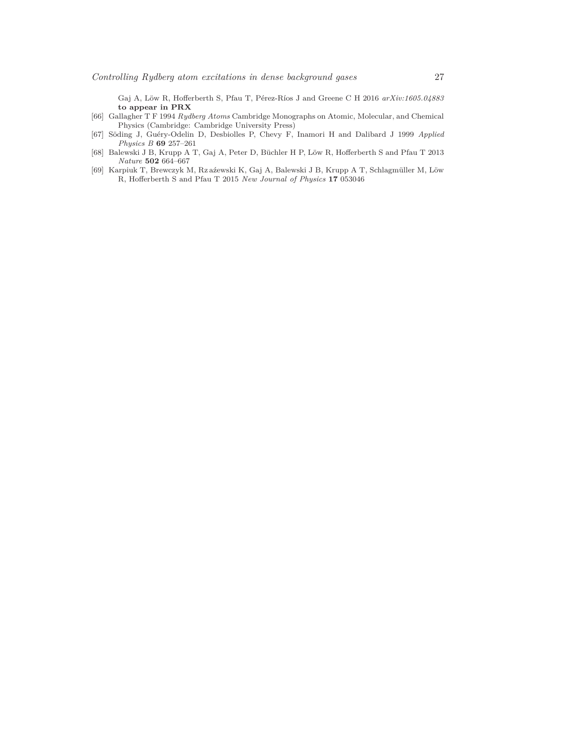Gaj A, Löw R, Hofferberth S, Pfau T, Pérez-Ríos J and Greene C H 2016 *arXiv:1605.04883* **to appear in PRX**

[66] Gallagher T F 1994 *Rydberg Atoms* Cambridge Monographs on Atomic, Molecular, and Chemical Physics (Cambridge: Cambridge University Press)

[67] Söding J, Guéry-Odelin D, Desbiolles P, Chevy F, Inamori H and Dalibard J 1999 *Applied Physics B* **69** 257–261

[68] Balewski J B, Krupp A T, Gaj A, Peter D, Büchler H P, Löw R, Hofferberth S and Pfau T 2013 *Nature* **502** 664–667

[69] Karpiuk T, Brewczyk M, Rz ażewski K, Gaj A, Balewski J B, Krupp A T, Schlagmüller M, Löw R, Hofferberth S and Pfau T 2015 *New Journal of Physics* **17** 053046